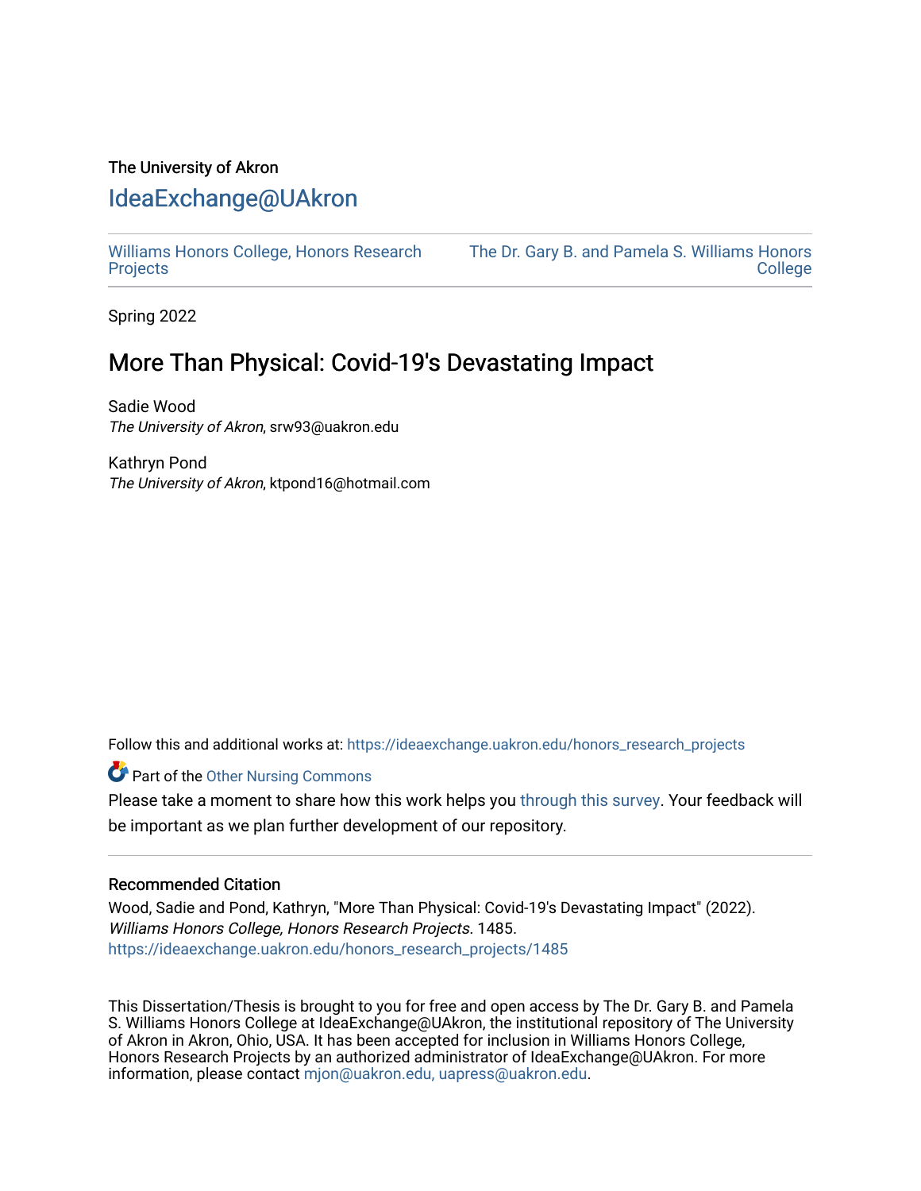The University of Akron

# IdeaExchange@UAkron

Williams Honors College, Honors Research Projects | The Dr. Gary B. and Pamela S. Williams Honors College

Spring 2022

## More Than Physical: Covid-19's Devastating Impact

Sadie Wood
*The University of Akron*, srw93@uakron.edu

Kathryn Pond
*The University of Akron*, ktpond16@hotmail.com

Follow this and additional works at: https://ideaexchange.uakron.edu/honors_research_projects

Part of the Other Nursing Commons

Please take a moment to share how this work helps you through this survey. Your feedback will be important as we plan further development of our repository.

### Recommended Citation

Wood, Sadie and Pond, Kathryn, "More Than Physical: Covid-19's Devastating Impact" (2022). *Williams Honors College, Honors Research Projects*. 1485.
https://ideaexchange.uakron.edu/honors_research_projects/1485

This Dissertation/Thesis is brought to you for free and open access by The Dr. Gary B. and Pamela S. Williams Honors College at IdeaExchange@UAkron, the institutional repository of The University of Akron in Akron, Ohio, USA. It has been accepted for inclusion in Williams Honors College, Honors Research Projects by an authorized administrator of IdeaExchange@UAkron. For more information, please contact mjon@uakron.edu, uapress@uakron.edu.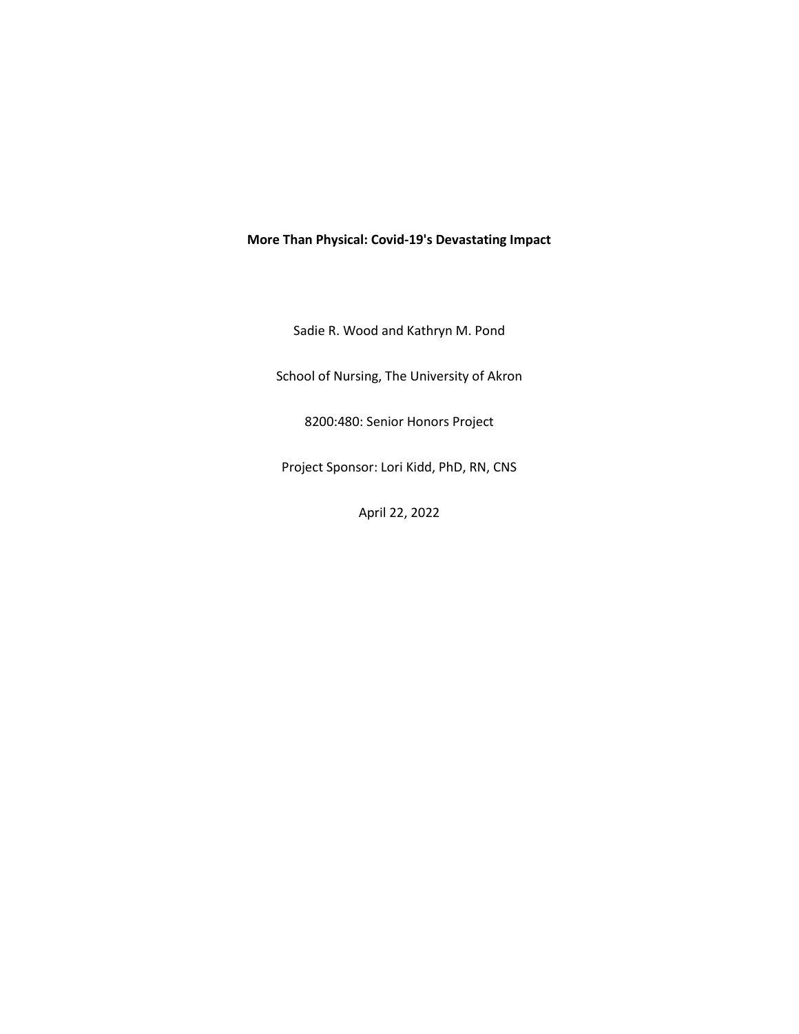**More Than Physical: Covid-19's Devastating Impact**

Sadie R. Wood and Kathryn M. Pond

School of Nursing, The University of Akron

8200:480: Senior Honors Project

Project Sponsor: Lori Kidd, PhD, RN, CNS

April 22, 2022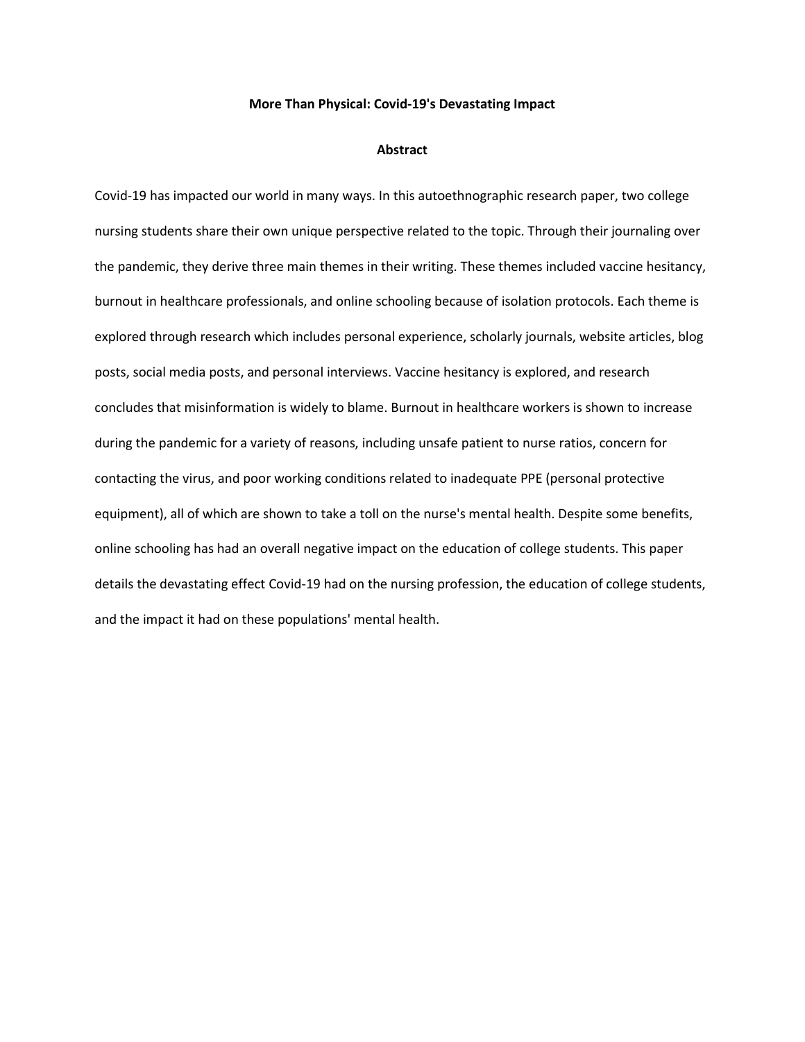# More Than Physical: Covid-19's Devastating Impact

## Abstract

Covid-19 has impacted our world in many ways. In this autoethnographic research paper, two college nursing students share their own unique perspective related to the topic. Through their journaling over the pandemic, they derive three main themes in their writing. These themes included vaccine hesitancy, burnout in healthcare professionals, and online schooling because of isolation protocols. Each theme is explored through research which includes personal experience, scholarly journals, website articles, blog posts, social media posts, and personal interviews. Vaccine hesitancy is explored, and research concludes that misinformation is widely to blame. Burnout in healthcare workers is shown to increase during the pandemic for a variety of reasons, including unsafe patient to nurse ratios, concern for contacting the virus, and poor working conditions related to inadequate PPE (personal protective equipment), all of which are shown to take a toll on the nurse's mental health. Despite some benefits, online schooling has had an overall negative impact on the education of college students. This paper details the devastating effect Covid-19 had on the nursing profession, the education of college students, and the impact it had on these populations' mental health.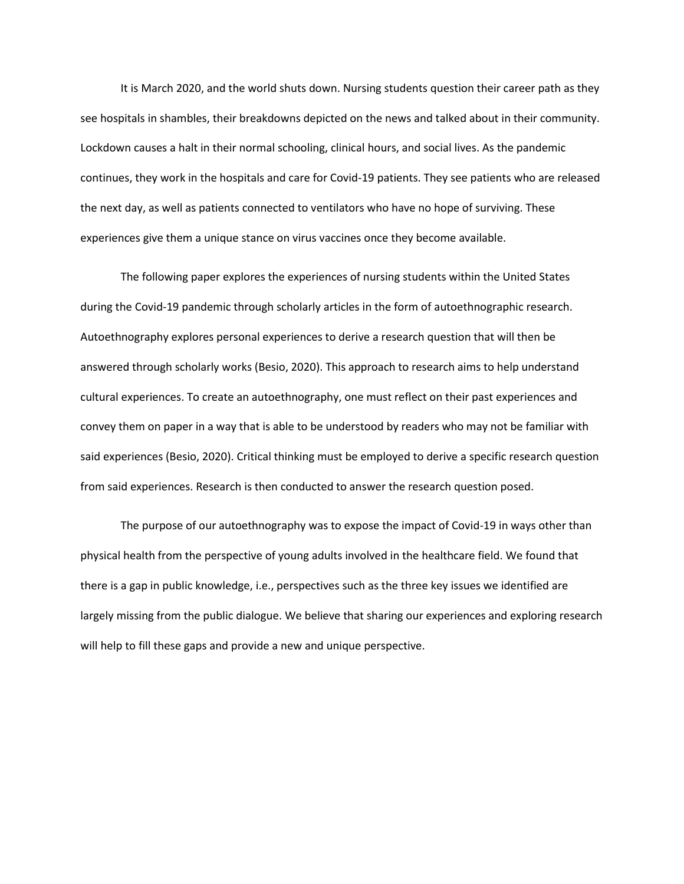It is March 2020, and the world shuts down. Nursing students question their career path as they see hospitals in shambles, their breakdowns depicted on the news and talked about in their community. Lockdown causes a halt in their normal schooling, clinical hours, and social lives. As the pandemic continues, they work in the hospitals and care for Covid-19 patients. They see patients who are released the next day, as well as patients connected to ventilators who have no hope of surviving. These experiences give them a unique stance on virus vaccines once they become available.

The following paper explores the experiences of nursing students within the United States during the Covid-19 pandemic through scholarly articles in the form of autoethnographic research. Autoethnography explores personal experiences to derive a research question that will then be answered through scholarly works (Besio, 2020). This approach to research aims to help understand cultural experiences. To create an autoethnography, one must reflect on their past experiences and convey them on paper in a way that is able to be understood by readers who may not be familiar with said experiences (Besio, 2020). Critical thinking must be employed to derive a specific research question from said experiences. Research is then conducted to answer the research question posed.

The purpose of our autoethnography was to expose the impact of Covid-19 in ways other than physical health from the perspective of young adults involved in the healthcare field. We found that there is a gap in public knowledge, i.e., perspectives such as the three key issues we identified are largely missing from the public dialogue. We believe that sharing our experiences and exploring research will help to fill these gaps and provide a new and unique perspective.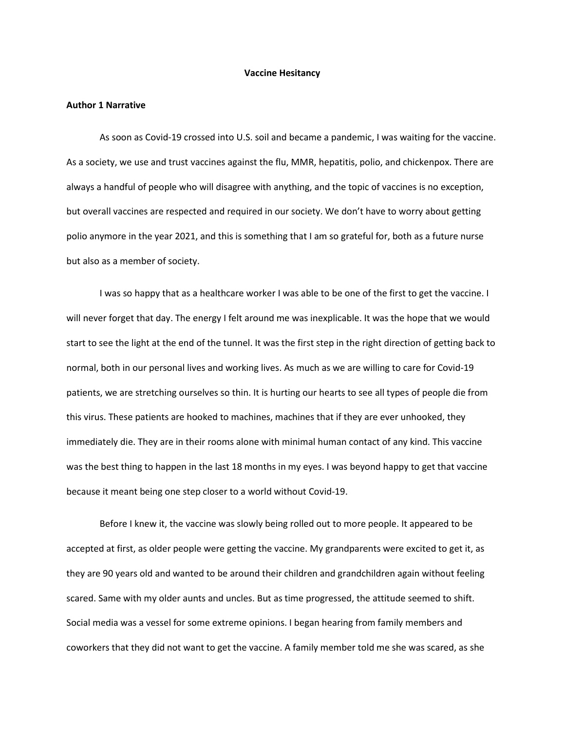**Vaccine Hesitancy**

**Author 1 Narrative**

As soon as Covid-19 crossed into U.S. soil and became a pandemic, I was waiting for the vaccine. As a society, we use and trust vaccines against the flu, MMR, hepatitis, polio, and chickenpox. There are always a handful of people who will disagree with anything, and the topic of vaccines is no exception, but overall vaccines are respected and required in our society. We don't have to worry about getting polio anymore in the year 2021, and this is something that I am so grateful for, both as a future nurse but also as a member of society.

I was so happy that as a healthcare worker I was able to be one of the first to get the vaccine. I will never forget that day. The energy I felt around me was inexplicable. It was the hope that we would start to see the light at the end of the tunnel. It was the first step in the right direction of getting back to normal, both in our personal lives and working lives. As much as we are willing to care for Covid-19 patients, we are stretching ourselves so thin. It is hurting our hearts to see all types of people die from this virus. These patients are hooked to machines, machines that if they are ever unhooked, they immediately die. They are in their rooms alone with minimal human contact of any kind. This vaccine was the best thing to happen in the last 18 months in my eyes. I was beyond happy to get that vaccine because it meant being one step closer to a world without Covid-19.

Before I knew it, the vaccine was slowly being rolled out to more people. It appeared to be accepted at first, as older people were getting the vaccine. My grandparents were excited to get it, as they are 90 years old and wanted to be around their children and grandchildren again without feeling scared. Same with my older aunts and uncles. But as time progressed, the attitude seemed to shift. Social media was a vessel for some extreme opinions. I began hearing from family members and coworkers that they did not want to get the vaccine. A family member told me she was scared, as she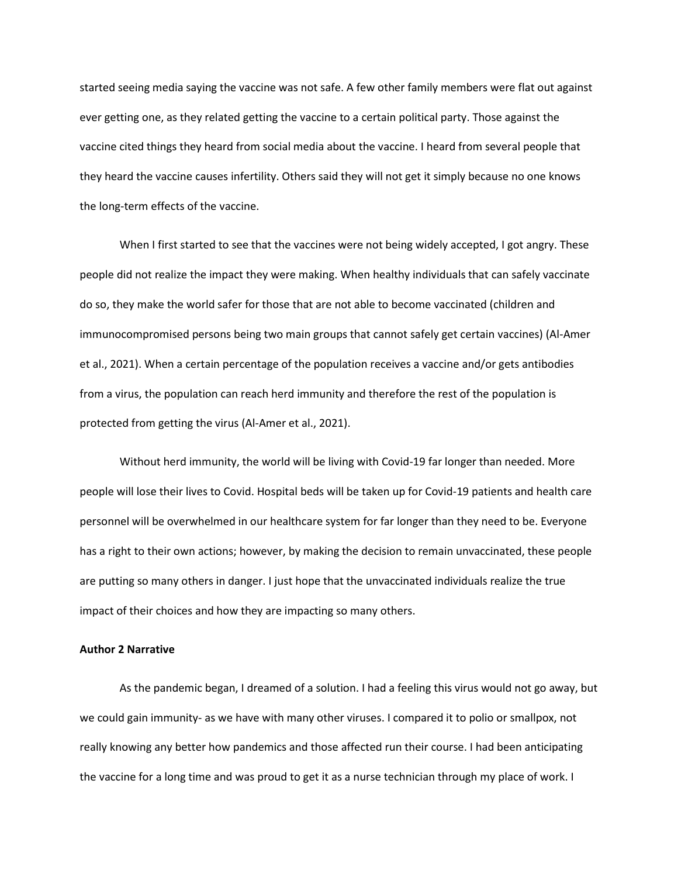started seeing media saying the vaccine was not safe. A few other family members were flat out against ever getting one, as they related getting the vaccine to a certain political party. Those against the vaccine cited things they heard from social media about the vaccine. I heard from several people that they heard the vaccine causes infertility. Others said they will not get it simply because no one knows the long-term effects of the vaccine.

When I first started to see that the vaccines were not being widely accepted, I got angry. These people did not realize the impact they were making. When healthy individuals that can safely vaccinate do so, they make the world safer for those that are not able to become vaccinated (children and immunocompromised persons being two main groups that cannot safely get certain vaccines) (Al-Amer et al., 2021). When a certain percentage of the population receives a vaccine and/or gets antibodies from a virus, the population can reach herd immunity and therefore the rest of the population is protected from getting the virus (Al-Amer et al., 2021).

Without herd immunity, the world will be living with Covid-19 far longer than needed. More people will lose their lives to Covid. Hospital beds will be taken up for Covid-19 patients and health care personnel will be overwhelmed in our healthcare system for far longer than they need to be. Everyone has a right to their own actions; however, by making the decision to remain unvaccinated, these people are putting so many others in danger. I just hope that the unvaccinated individuals realize the true impact of their choices and how they are impacting so many others.

**Author 2 Narrative**

As the pandemic began, I dreamed of a solution. I had a feeling this virus would not go away, but we could gain immunity- as we have with many other viruses. I compared it to polio or smallpox, not really knowing any better how pandemics and those affected run their course. I had been anticipating the vaccine for a long time and was proud to get it as a nurse technician through my place of work. I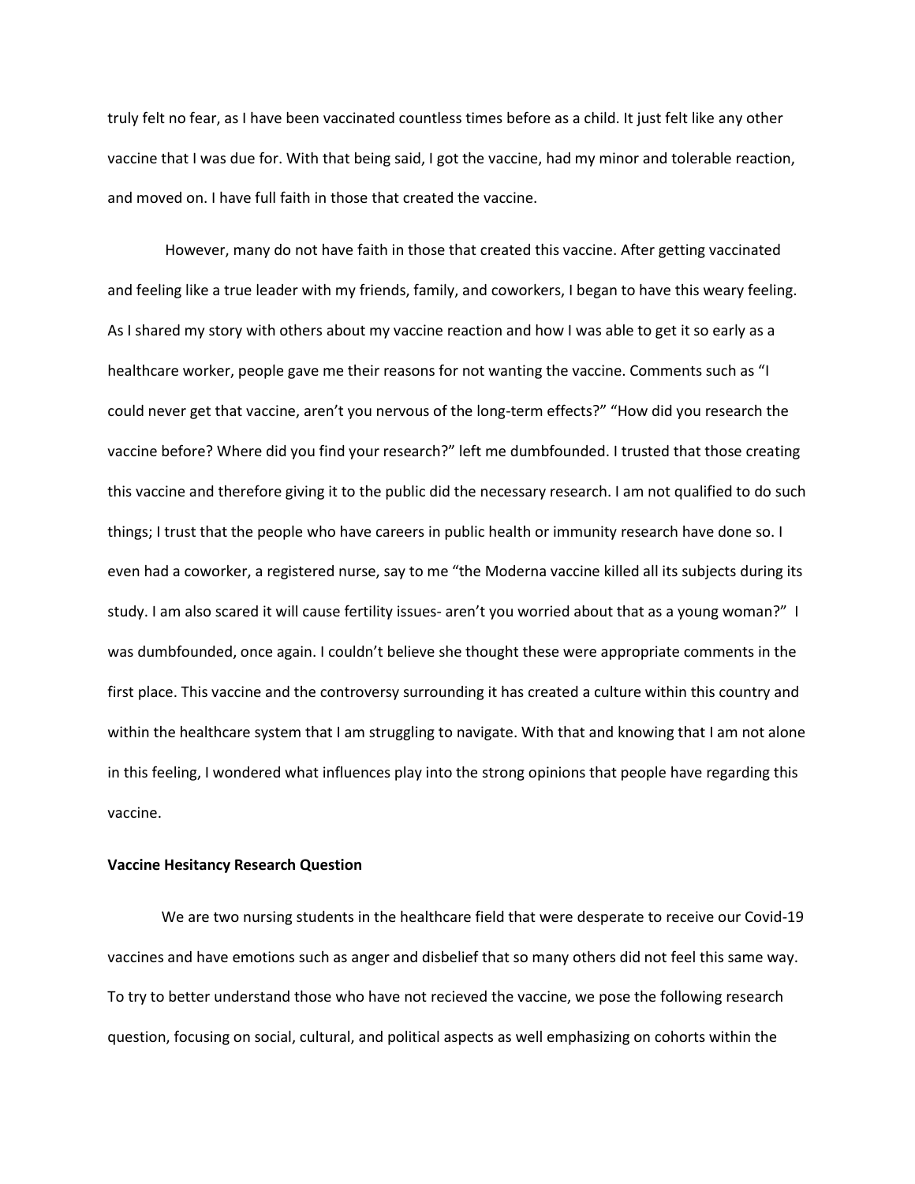truly felt no fear, as I have been vaccinated countless times before as a child. It just felt like any other vaccine that I was due for. With that being said, I got the vaccine, had my minor and tolerable reaction, and moved on. I have full faith in those that created the vaccine.

However, many do not have faith in those that created this vaccine. After getting vaccinated and feeling like a true leader with my friends, family, and coworkers, I began to have this weary feeling. As I shared my story with others about my vaccine reaction and how I was able to get it so early as a healthcare worker, people gave me their reasons for not wanting the vaccine. Comments such as "I could never get that vaccine, aren't you nervous of the long-term effects?" "How did you research the vaccine before? Where did you find your research?" left me dumbfounded. I trusted that those creating this vaccine and therefore giving it to the public did the necessary research. I am not qualified to do such things; I trust that the people who have careers in public health or immunity research have done so. I even had a coworker, a registered nurse, say to me "the Moderna vaccine killed all its subjects during its study. I am also scared it will cause fertility issues- aren't you worried about that as a young woman?" I was dumbfounded, once again. I couldn't believe she thought these were appropriate comments in the first place. This vaccine and the controversy surrounding it has created a culture within this country and within the healthcare system that I am struggling to navigate. With that and knowing that I am not alone in this feeling, I wondered what influences play into the strong opinions that people have regarding this vaccine.

**Vaccine Hesitancy Research Question**

We are two nursing students in the healthcare field that were desperate to receive our Covid-19 vaccines and have emotions such as anger and disbelief that so many others did not feel this same way. To try to better understand those who have not recieved the vaccine, we pose the following research question, focusing on social, cultural, and political aspects as well emphasizing on cohorts within the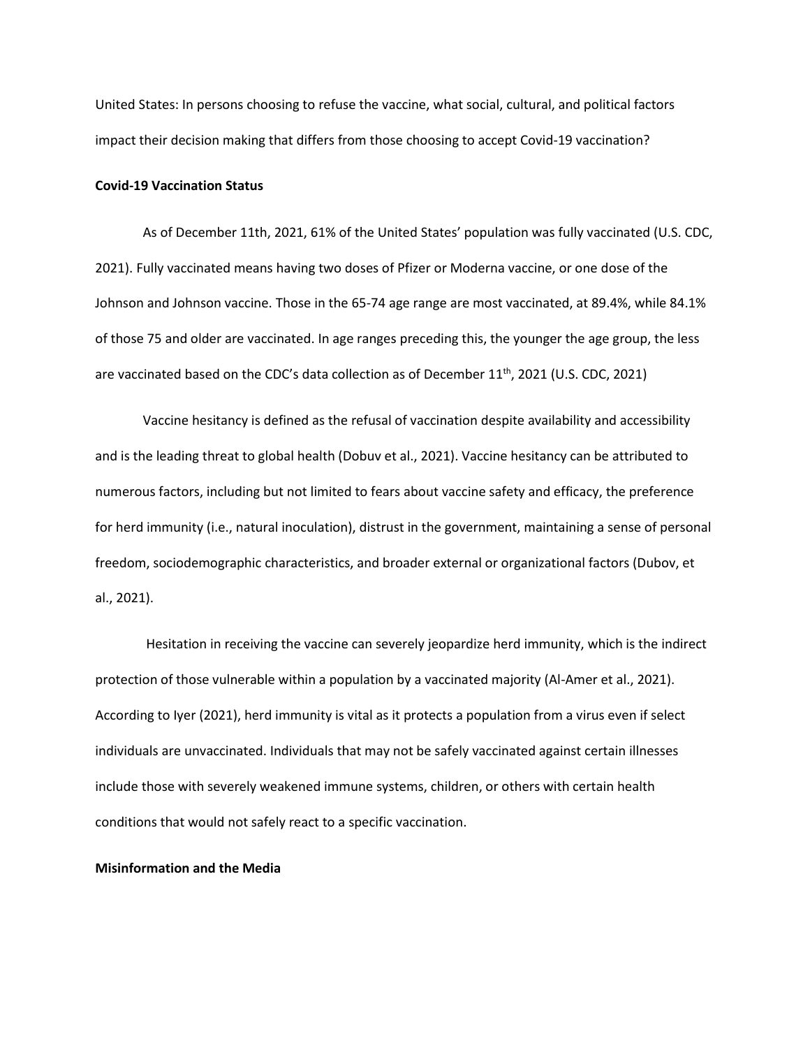United States: In persons choosing to refuse the vaccine, what social, cultural, and political factors impact their decision making that differs from those choosing to accept Covid-19 vaccination?

**Covid-19 Vaccination Status**

As of December 11th, 2021, 61% of the United States' population was fully vaccinated (U.S. CDC, 2021). Fully vaccinated means having two doses of Pfizer or Moderna vaccine, or one dose of the Johnson and Johnson vaccine. Those in the 65-74 age range are most vaccinated, at 89.4%, while 84.1% of those 75 and older are vaccinated. In age ranges preceding this, the younger the age group, the less are vaccinated based on the CDC's data collection as of December 11th, 2021 (U.S. CDC, 2021)

Vaccine hesitancy is defined as the refusal of vaccination despite availability and accessibility and is the leading threat to global health (Dobuv et al., 2021). Vaccine hesitancy can be attributed to numerous factors, including but not limited to fears about vaccine safety and efficacy, the preference for herd immunity (i.e., natural inoculation), distrust in the government, maintaining a sense of personal freedom, sociodemographic characteristics, and broader external or organizational factors (Dubov, et al., 2021).

Hesitation in receiving the vaccine can severely jeopardize herd immunity, which is the indirect protection of those vulnerable within a population by a vaccinated majority (Al-Amer et al., 2021). According to Iyer (2021), herd immunity is vital as it protects a population from a virus even if select individuals are unvaccinated. Individuals that may not be safely vaccinated against certain illnesses include those with severely weakened immune systems, children, or others with certain health conditions that would not safely react to a specific vaccination.

**Misinformation and the Media**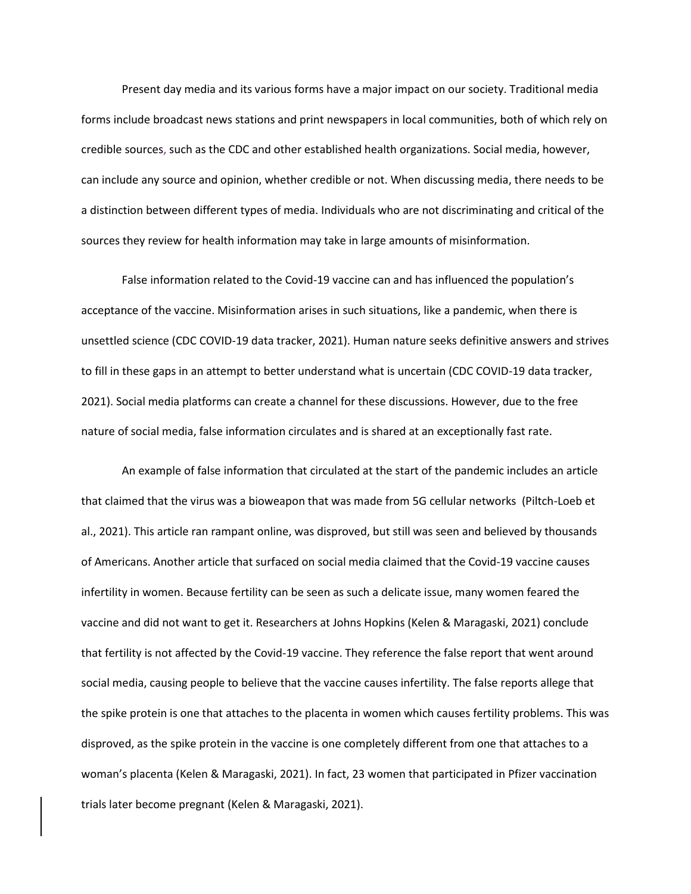Present day media and its various forms have a major impact on our society. Traditional media forms include broadcast news stations and print newspapers in local communities, both of which rely on credible sources, such as the CDC and other established health organizations. Social media, however, can include any source and opinion, whether credible or not. When discussing media, there needs to be a distinction between different types of media. Individuals who are not discriminating and critical of the sources they review for health information may take in large amounts of misinformation.

False information related to the Covid-19 vaccine can and has influenced the population's acceptance of the vaccine. Misinformation arises in such situations, like a pandemic, when there is unsettled science (CDC COVID-19 data tracker, 2021). Human nature seeks definitive answers and strives to fill in these gaps in an attempt to better understand what is uncertain (CDC COVID-19 data tracker, 2021). Social media platforms can create a channel for these discussions. However, due to the free nature of social media, false information circulates and is shared at an exceptionally fast rate.

An example of false information that circulated at the start of the pandemic includes an article that claimed that the virus was a bioweapon that was made from 5G cellular networks (Piltch-Loeb et al., 2021). This article ran rampant online, was disproved, but still was seen and believed by thousands of Americans. Another article that surfaced on social media claimed that the Covid-19 vaccine causes infertility in women. Because fertility can be seen as such a delicate issue, many women feared the vaccine and did not want to get it. Researchers at Johns Hopkins (Kelen & Maragaski, 2021) conclude that fertility is not affected by the Covid-19 vaccine. They reference the false report that went around social media, causing people to believe that the vaccine causes infertility. The false reports allege that the spike protein is one that attaches to the placenta in women which causes fertility problems. This was disproved, as the spike protein in the vaccine is one completely different from one that attaches to a woman's placenta (Kelen & Maragaski, 2021). In fact, 23 women that participated in Pfizer vaccination trials later become pregnant (Kelen & Maragaski, 2021).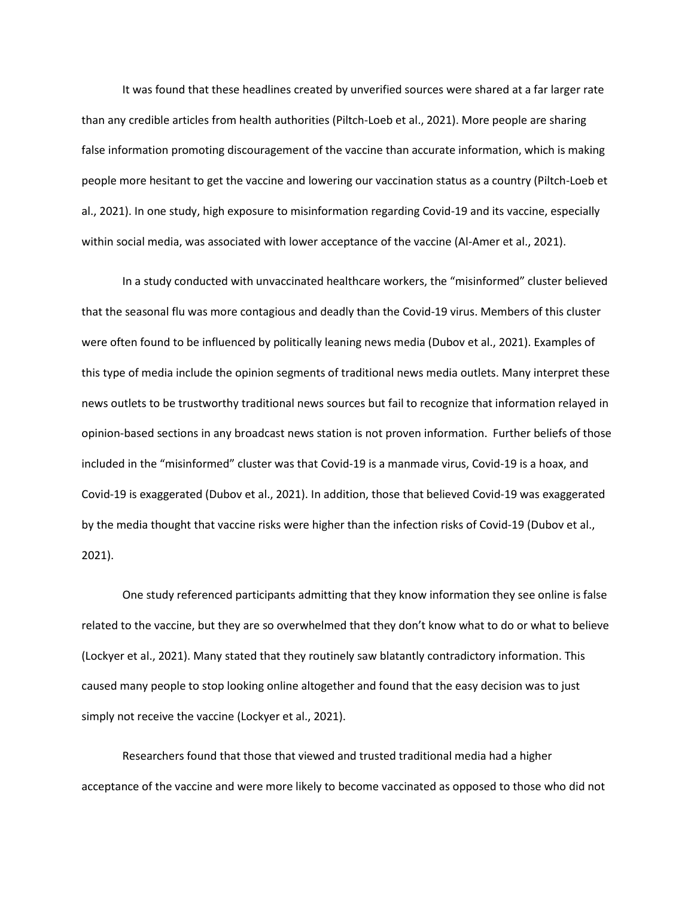It was found that these headlines created by unverified sources were shared at a far larger rate than any credible articles from health authorities (Piltch-Loeb et al., 2021). More people are sharing false information promoting discouragement of the vaccine than accurate information, which is making people more hesitant to get the vaccine and lowering our vaccination status as a country (Piltch-Loeb et al., 2021). In one study, high exposure to misinformation regarding Covid-19 and its vaccine, especially within social media, was associated with lower acceptance of the vaccine (Al-Amer et al., 2021).

In a study conducted with unvaccinated healthcare workers, the "misinformed" cluster believed that the seasonal flu was more contagious and deadly than the Covid-19 virus. Members of this cluster were often found to be influenced by politically leaning news media (Dubov et al., 2021). Examples of this type of media include the opinion segments of traditional news media outlets. Many interpret these news outlets to be trustworthy traditional news sources but fail to recognize that information relayed in opinion-based sections in any broadcast news station is not proven information. Further beliefs of those included in the "misinformed" cluster was that Covid-19 is a manmade virus, Covid-19 is a hoax, and Covid-19 is exaggerated (Dubov et al., 2021). In addition, those that believed Covid-19 was exaggerated by the media thought that vaccine risks were higher than the infection risks of Covid-19 (Dubov et al., 2021).

One study referenced participants admitting that they know information they see online is false related to the vaccine, but they are so overwhelmed that they don't know what to do or what to believe (Lockyer et al., 2021). Many stated that they routinely saw blatantly contradictory information. This caused many people to stop looking online altogether and found that the easy decision was to just simply not receive the vaccine (Lockyer et al., 2021).

Researchers found that those that viewed and trusted traditional media had a higher acceptance of the vaccine and were more likely to become vaccinated as opposed to those who did not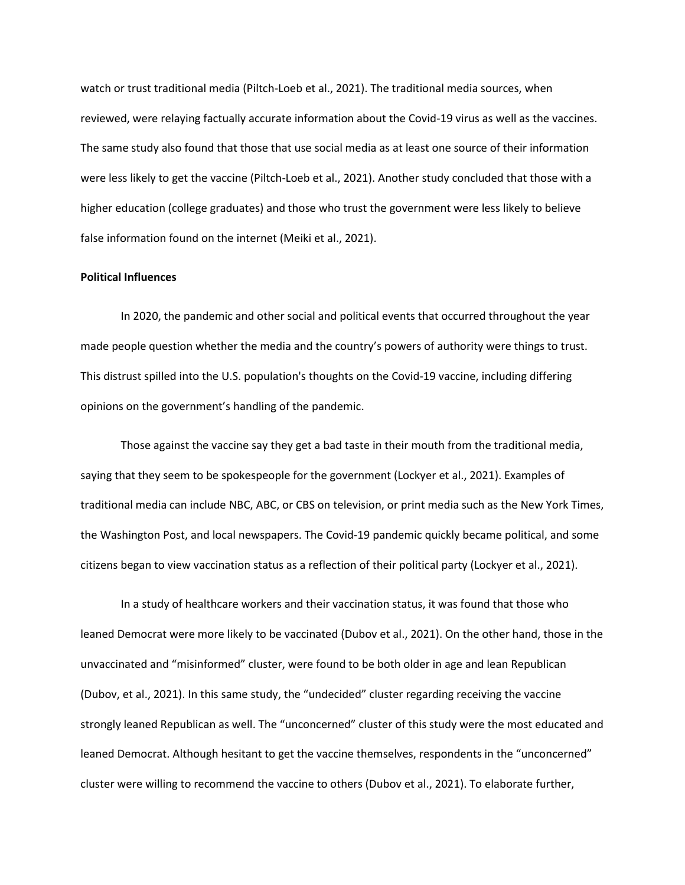watch or trust traditional media (Piltch-Loeb et al., 2021). The traditional media sources, when reviewed, were relaying factually accurate information about the Covid-19 virus as well as the vaccines. The same study also found that those that use social media as at least one source of their information were less likely to get the vaccine (Piltch-Loeb et al., 2021). Another study concluded that those with a higher education (college graduates) and those who trust the government were less likely to believe false information found on the internet (Meiki et al., 2021).

**Political Influences**

In 2020, the pandemic and other social and political events that occurred throughout the year made people question whether the media and the country's powers of authority were things to trust. This distrust spilled into the U.S. population's thoughts on the Covid-19 vaccine, including differing opinions on the government's handling of the pandemic.

Those against the vaccine say they get a bad taste in their mouth from the traditional media, saying that they seem to be spokespeople for the government (Lockyer et al., 2021). Examples of traditional media can include NBC, ABC, or CBS on television, or print media such as the New York Times, the Washington Post, and local newspapers. The Covid-19 pandemic quickly became political, and some citizens began to view vaccination status as a reflection of their political party (Lockyer et al., 2021).

In a study of healthcare workers and their vaccination status, it was found that those who leaned Democrat were more likely to be vaccinated (Dubov et al., 2021). On the other hand, those in the unvaccinated and "misinformed" cluster, were found to be both older in age and lean Republican (Dubov, et al., 2021). In this same study, the "undecided" cluster regarding receiving the vaccine strongly leaned Republican as well. The "unconcerned" cluster of this study were the most educated and leaned Democrat. Although hesitant to get the vaccine themselves, respondents in the "unconcerned" cluster were willing to recommend the vaccine to others (Dubov et al., 2021). To elaborate further,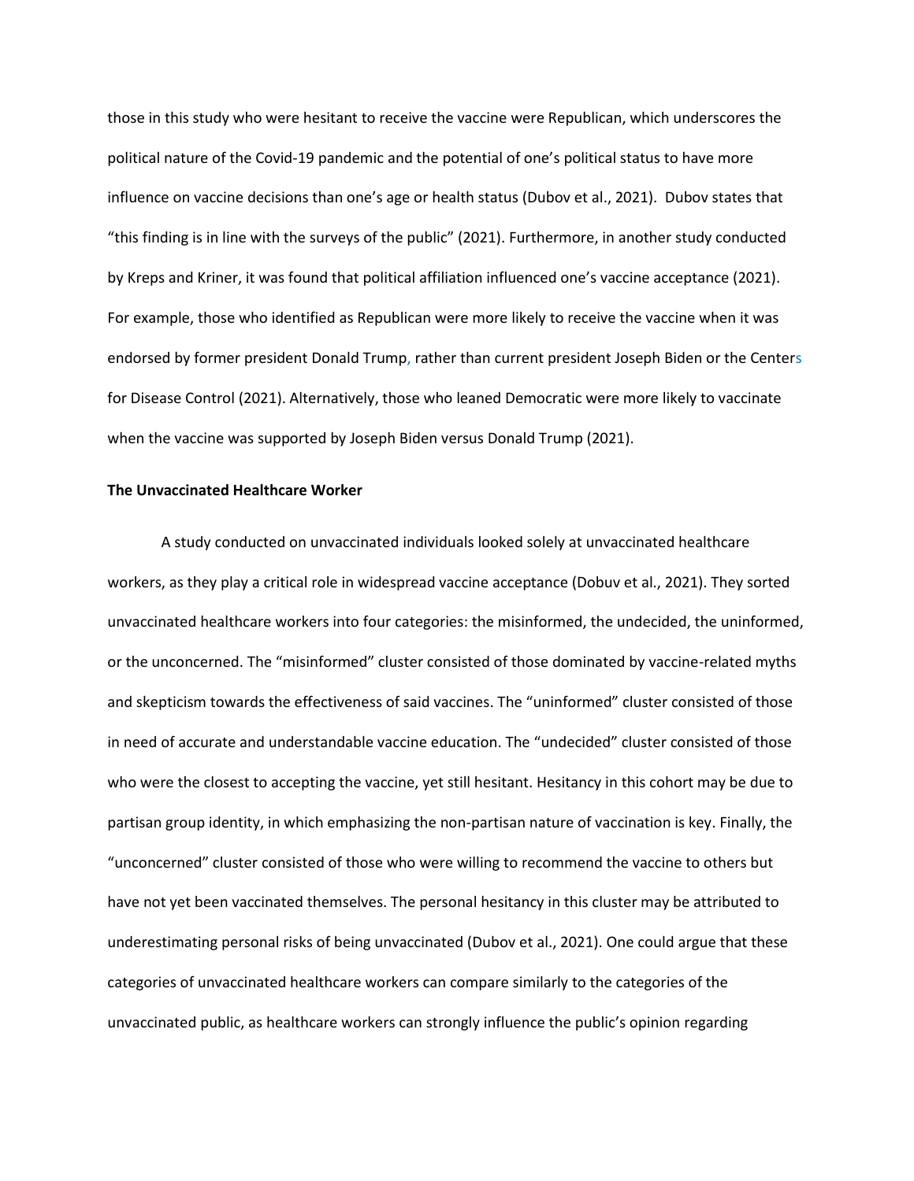those in this study who were hesitant to receive the vaccine were Republican, which underscores the political nature of the Covid-19 pandemic and the potential of one's political status to have more influence on vaccine decisions than one's age or health status (Dubov et al., 2021). Dubov states that "this finding is in line with the surveys of the public" (2021). Furthermore, in another study conducted by Kreps and Kriner, it was found that political affiliation influenced one's vaccine acceptance (2021). For example, those who identified as Republican were more likely to receive the vaccine when it was endorsed by former president Donald Trump, rather than current president Joseph Biden or the Centers for Disease Control (2021). Alternatively, those who leaned Democratic were more likely to vaccinate when the vaccine was supported by Joseph Biden versus Donald Trump (2021).

**The Unvaccinated Healthcare Worker**

A study conducted on unvaccinated individuals looked solely at unvaccinated healthcare workers, as they play a critical role in widespread vaccine acceptance (Dobuv et al., 2021). They sorted unvaccinated healthcare workers into four categories: the misinformed, the undecided, the uninformed, or the unconcerned. The "misinformed" cluster consisted of those dominated by vaccine-related myths and skepticism towards the effectiveness of said vaccines. The "uninformed" cluster consisted of those in need of accurate and understandable vaccine education. The "undecided" cluster consisted of those who were the closest to accepting the vaccine, yet still hesitant. Hesitancy in this cohort may be due to partisan group identity, in which emphasizing the non-partisan nature of vaccination is key. Finally, the "unconcerned" cluster consisted of those who were willing to recommend the vaccine to others but have not yet been vaccinated themselves. The personal hesitancy in this cluster may be attributed to underestimating personal risks of being unvaccinated (Dubov et al., 2021). One could argue that these categories of unvaccinated healthcare workers can compare similarly to the categories of the unvaccinated public, as healthcare workers can strongly influence the public's opinion regarding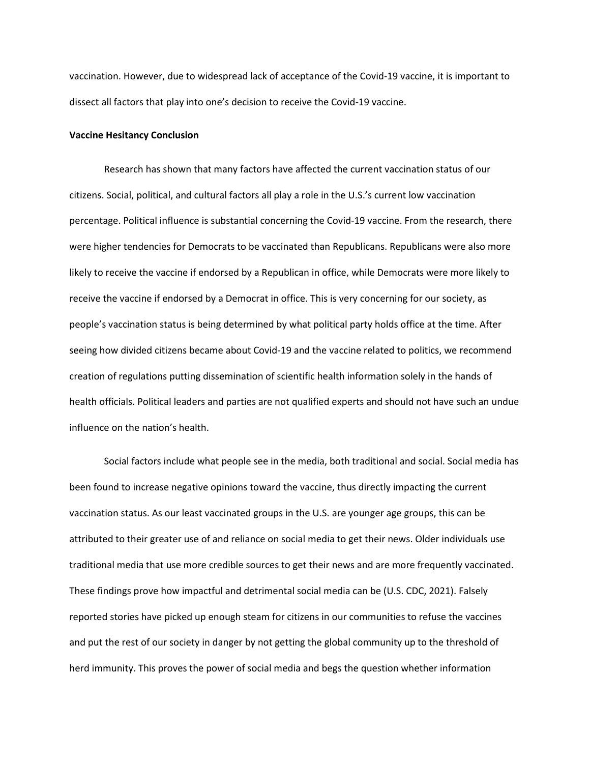vaccination. However, due to widespread lack of acceptance of the Covid-19 vaccine, it is important to dissect all factors that play into one's decision to receive the Covid-19 vaccine.

**Vaccine Hesitancy Conclusion**

Research has shown that many factors have affected the current vaccination status of our citizens. Social, political, and cultural factors all play a role in the U.S.'s current low vaccination percentage. Political influence is substantial concerning the Covid-19 vaccine. From the research, there were higher tendencies for Democrats to be vaccinated than Republicans. Republicans were also more likely to receive the vaccine if endorsed by a Republican in office, while Democrats were more likely to receive the vaccine if endorsed by a Democrat in office. This is very concerning for our society, as people's vaccination status is being determined by what political party holds office at the time. After seeing how divided citizens became about Covid-19 and the vaccine related to politics, we recommend creation of regulations putting dissemination of scientific health information solely in the hands of health officials. Political leaders and parties are not qualified experts and should not have such an undue influence on the nation's health.

Social factors include what people see in the media, both traditional and social. Social media has been found to increase negative opinions toward the vaccine, thus directly impacting the current vaccination status. As our least vaccinated groups in the U.S. are younger age groups, this can be attributed to their greater use of and reliance on social media to get their news. Older individuals use traditional media that use more credible sources to get their news and are more frequently vaccinated. These findings prove how impactful and detrimental social media can be (U.S. CDC, 2021). Falsely reported stories have picked up enough steam for citizens in our communities to refuse the vaccines and put the rest of our society in danger by not getting the global community up to the threshold of herd immunity. This proves the power of social media and begs the question whether information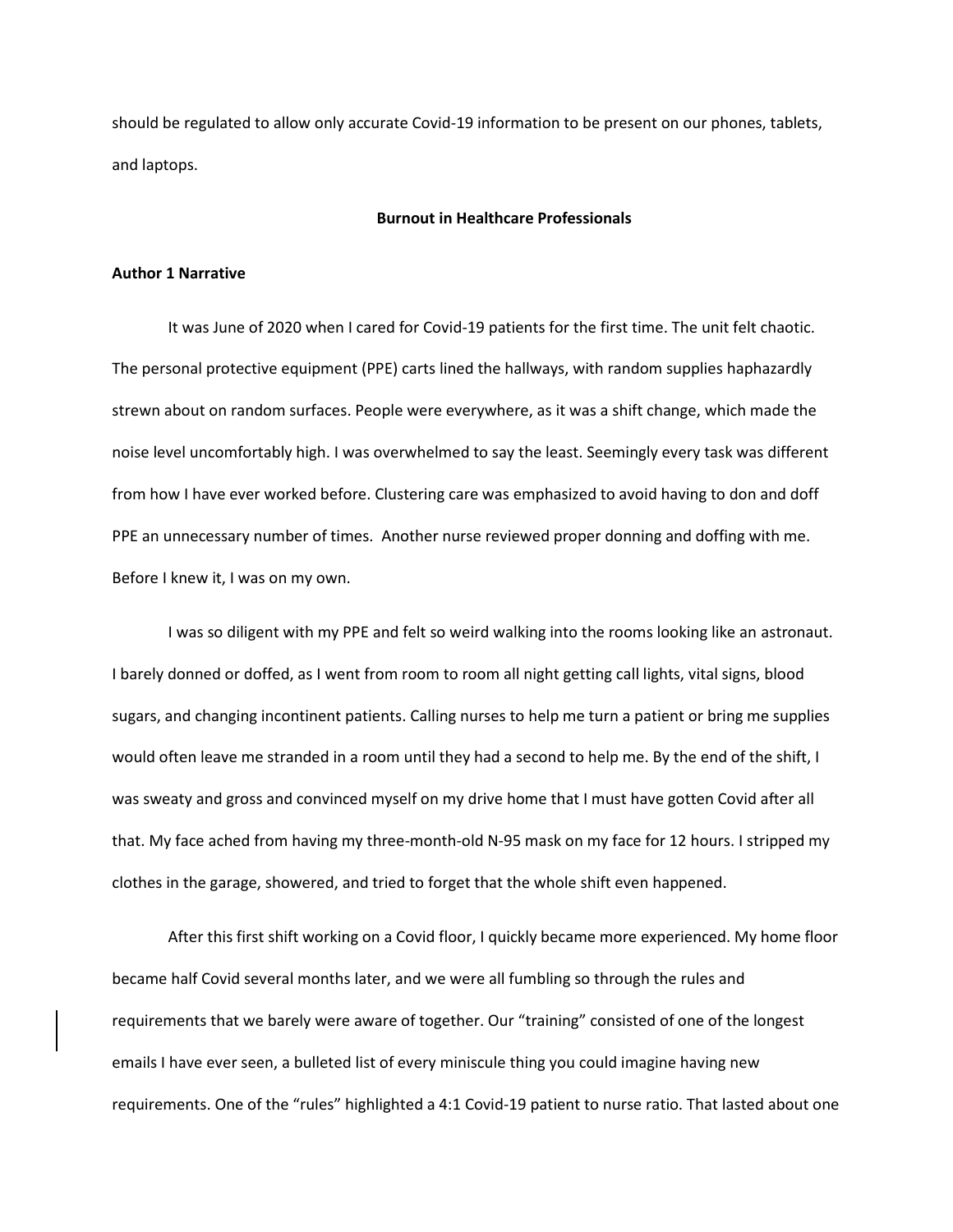should be regulated to allow only accurate Covid-19 information to be present on our phones, tablets, and laptops.

## Burnout in Healthcare Professionals

### Author 1 Narrative

It was June of 2020 when I cared for Covid-19 patients for the first time. The unit felt chaotic. The personal protective equipment (PPE) carts lined the hallways, with random supplies haphazardly strewn about on random surfaces. People were everywhere, as it was a shift change, which made the noise level uncomfortably high. I was overwhelmed to say the least. Seemingly every task was different from how I have ever worked before. Clustering care was emphasized to avoid having to don and doff PPE an unnecessary number of times. Another nurse reviewed proper donning and doffing with me. Before I knew it, I was on my own.

I was so diligent with my PPE and felt so weird walking into the rooms looking like an astronaut. I barely donned or doffed, as I went from room to room all night getting call lights, vital signs, blood sugars, and changing incontinent patients. Calling nurses to help me turn a patient or bring me supplies would often leave me stranded in a room until they had a second to help me. By the end of the shift, I was sweaty and gross and convinced myself on my drive home that I must have gotten Covid after all that. My face ached from having my three-month-old N-95 mask on my face for 12 hours. I stripped my clothes in the garage, showered, and tried to forget that the whole shift even happened.

After this first shift working on a Covid floor, I quickly became more experienced. My home floor became half Covid several months later, and we were all fumbling so through the rules and requirements that we barely were aware of together. Our "training" consisted of one of the longest emails I have ever seen, a bulleted list of every miniscule thing you could imagine having new requirements. One of the "rules" highlighted a 4:1 Covid-19 patient to nurse ratio. That lasted about one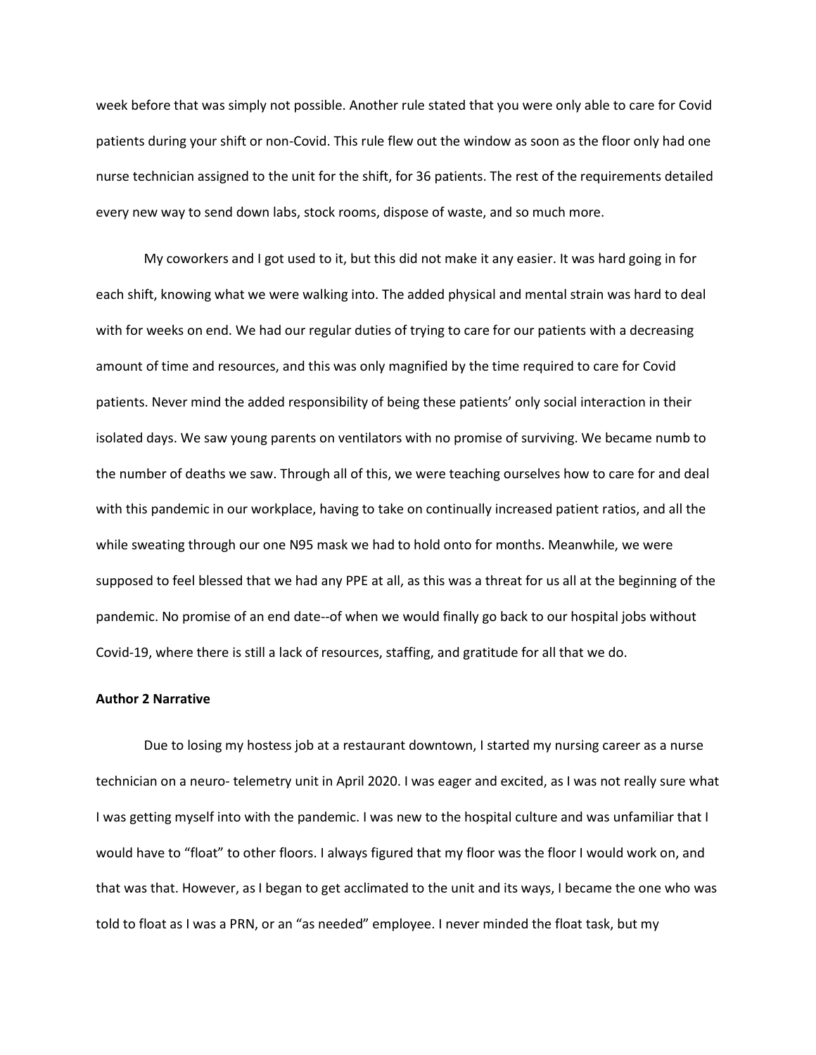week before that was simply not possible. Another rule stated that you were only able to care for Covid patients during your shift or non-Covid. This rule flew out the window as soon as the floor only had one nurse technician assigned to the unit for the shift, for 36 patients. The rest of the requirements detailed every new way to send down labs, stock rooms, dispose of waste, and so much more.

My coworkers and I got used to it, but this did not make it any easier. It was hard going in for each shift, knowing what we were walking into. The added physical and mental strain was hard to deal with for weeks on end. We had our regular duties of trying to care for our patients with a decreasing amount of time and resources, and this was only magnified by the time required to care for Covid patients. Never mind the added responsibility of being these patients' only social interaction in their isolated days. We saw young parents on ventilators with no promise of surviving. We became numb to the number of deaths we saw. Through all of this, we were teaching ourselves how to care for and deal with this pandemic in our workplace, having to take on continually increased patient ratios, and all the while sweating through our one N95 mask we had to hold onto for months. Meanwhile, we were supposed to feel blessed that we had any PPE at all, as this was a threat for us all at the beginning of the pandemic. No promise of an end date--of when we would finally go back to our hospital jobs without Covid-19, where there is still a lack of resources, staffing, and gratitude for all that we do.

**Author 2 Narrative**

Due to losing my hostess job at a restaurant downtown, I started my nursing career as a nurse technician on a neuro- telemetry unit in April 2020. I was eager and excited, as I was not really sure what I was getting myself into with the pandemic. I was new to the hospital culture and was unfamiliar that I would have to "float" to other floors. I always figured that my floor was the floor I would work on, and that was that. However, as I began to get acclimated to the unit and its ways, I became the one who was told to float as I was a PRN, or an "as needed" employee. I never minded the float task, but my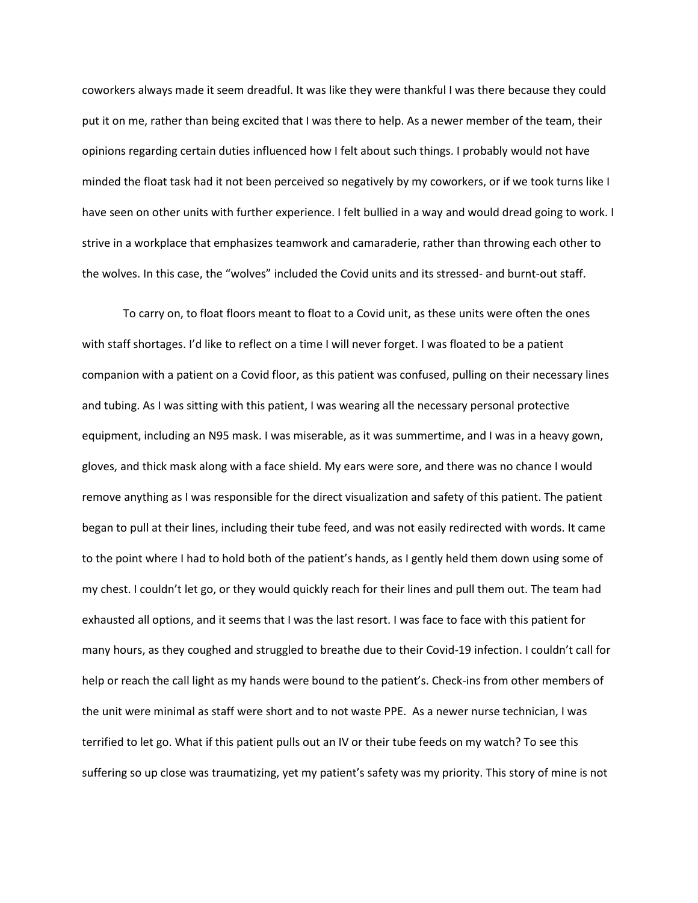coworkers always made it seem dreadful. It was like they were thankful I was there because they could put it on me, rather than being excited that I was there to help. As a newer member of the team, their opinions regarding certain duties influenced how I felt about such things. I probably would not have minded the float task had it not been perceived so negatively by my coworkers, or if we took turns like I have seen on other units with further experience. I felt bullied in a way and would dread going to work. I strive in a workplace that emphasizes teamwork and camaraderie, rather than throwing each other to the wolves. In this case, the "wolves" included the Covid units and its stressed- and burnt-out staff.

To carry on, to float floors meant to float to a Covid unit, as these units were often the ones with staff shortages. I'd like to reflect on a time I will never forget. I was floated to be a patient companion with a patient on a Covid floor, as this patient was confused, pulling on their necessary lines and tubing. As I was sitting with this patient, I was wearing all the necessary personal protective equipment, including an N95 mask. I was miserable, as it was summertime, and I was in a heavy gown, gloves, and thick mask along with a face shield. My ears were sore, and there was no chance I would remove anything as I was responsible for the direct visualization and safety of this patient. The patient began to pull at their lines, including their tube feed, and was not easily redirected with words. It came to the point where I had to hold both of the patient's hands, as I gently held them down using some of my chest. I couldn't let go, or they would quickly reach for their lines and pull them out. The team had exhausted all options, and it seems that I was the last resort. I was face to face with this patient for many hours, as they coughed and struggled to breathe due to their Covid-19 infection. I couldn't call for help or reach the call light as my hands were bound to the patient's. Check-ins from other members of the unit were minimal as staff were short and to not waste PPE. As a newer nurse technician, I was terrified to let go. What if this patient pulls out an IV or their tube feeds on my watch? To see this suffering so up close was traumatizing, yet my patient's safety was my priority. This story of mine is not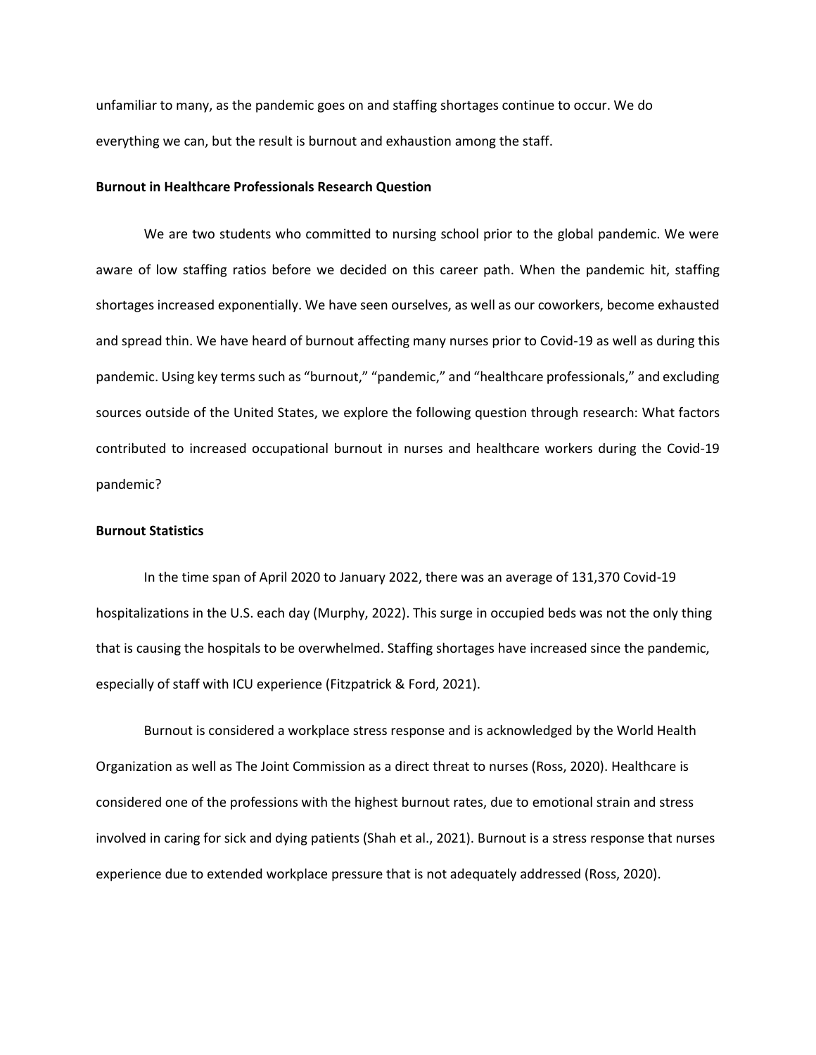unfamiliar to many, as the pandemic goes on and staffing shortages continue to occur. We do everything we can, but the result is burnout and exhaustion among the staff.

**Burnout in Healthcare Professionals Research Question**

We are two students who committed to nursing school prior to the global pandemic. We were aware of low staffing ratios before we decided on this career path. When the pandemic hit, staffing shortages increased exponentially. We have seen ourselves, as well as our coworkers, become exhausted and spread thin. We have heard of burnout affecting many nurses prior to Covid-19 as well as during this pandemic. Using key terms such as "burnout," "pandemic," and "healthcare professionals," and excluding sources outside of the United States, we explore the following question through research: What factors contributed to increased occupational burnout in nurses and healthcare workers during the Covid-19 pandemic?

**Burnout Statistics**

In the time span of April 2020 to January 2022, there was an average of 131,370 Covid-19 hospitalizations in the U.S. each day (Murphy, 2022). This surge in occupied beds was not the only thing that is causing the hospitals to be overwhelmed. Staffing shortages have increased since the pandemic, especially of staff with ICU experience (Fitzpatrick & Ford, 2021).

Burnout is considered a workplace stress response and is acknowledged by the World Health Organization as well as The Joint Commission as a direct threat to nurses (Ross, 2020). Healthcare is considered one of the professions with the highest burnout rates, due to emotional strain and stress involved in caring for sick and dying patients (Shah et al., 2021). Burnout is a stress response that nurses experience due to extended workplace pressure that is not adequately addressed (Ross, 2020).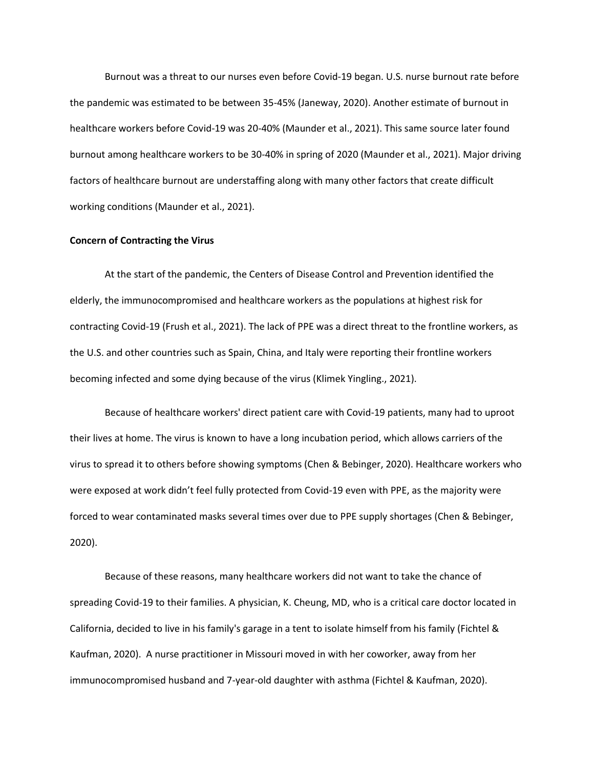Burnout was a threat to our nurses even before Covid-19 began. U.S. nurse burnout rate before the pandemic was estimated to be between 35-45% (Janeway, 2020). Another estimate of burnout in healthcare workers before Covid-19 was 20-40% (Maunder et al., 2021). This same source later found burnout among healthcare workers to be 30-40% in spring of 2020 (Maunder et al., 2021). Major driving factors of healthcare burnout are understaffing along with many other factors that create difficult working conditions (Maunder et al., 2021).

**Concern of Contracting the Virus**

At the start of the pandemic, the Centers of Disease Control and Prevention identified the elderly, the immunocompromised and healthcare workers as the populations at highest risk for contracting Covid-19 (Frush et al., 2021). The lack of PPE was a direct threat to the frontline workers, as the U.S. and other countries such as Spain, China, and Italy were reporting their frontline workers becoming infected and some dying because of the virus (Klimek Yingling., 2021).

Because of healthcare workers' direct patient care with Covid-19 patients, many had to uproot their lives at home. The virus is known to have a long incubation period, which allows carriers of the virus to spread it to others before showing symptoms (Chen & Bebinger, 2020). Healthcare workers who were exposed at work didn't feel fully protected from Covid-19 even with PPE, as the majority were forced to wear contaminated masks several times over due to PPE supply shortages (Chen & Bebinger, 2020).

Because of these reasons, many healthcare workers did not want to take the chance of spreading Covid-19 to their families. A physician, K. Cheung, MD, who is a critical care doctor located in California, decided to live in his family's garage in a tent to isolate himself from his family (Fichtel & Kaufman, 2020). A nurse practitioner in Missouri moved in with her coworker, away from her immunocompromised husband and 7-year-old daughter with asthma (Fichtel & Kaufman, 2020).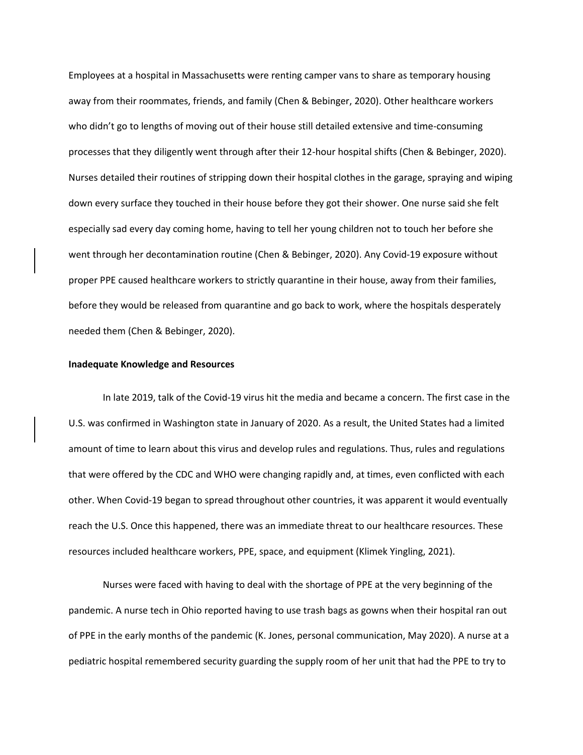Employees at a hospital in Massachusetts were renting camper vans to share as temporary housing away from their roommates, friends, and family (Chen & Bebinger, 2020). Other healthcare workers who didn't go to lengths of moving out of their house still detailed extensive and time-consuming processes that they diligently went through after their 12-hour hospital shifts (Chen & Bebinger, 2020). Nurses detailed their routines of stripping down their hospital clothes in the garage, spraying and wiping down every surface they touched in their house before they got their shower. One nurse said she felt especially sad every day coming home, having to tell her young children not to touch her before she went through her decontamination routine (Chen & Bebinger, 2020). Any Covid-19 exposure without proper PPE caused healthcare workers to strictly quarantine in their house, away from their families, before they would be released from quarantine and go back to work, where the hospitals desperately needed them (Chen & Bebinger, 2020).

**Inadequate Knowledge and Resources**

In late 2019, talk of the Covid-19 virus hit the media and became a concern. The first case in the U.S. was confirmed in Washington state in January of 2020. As a result, the United States had a limited amount of time to learn about this virus and develop rules and regulations. Thus, rules and regulations that were offered by the CDC and WHO were changing rapidly and, at times, even conflicted with each other. When Covid-19 began to spread throughout other countries, it was apparent it would eventually reach the U.S. Once this happened, there was an immediate threat to our healthcare resources. These resources included healthcare workers, PPE, space, and equipment (Klimek Yingling, 2021).

Nurses were faced with having to deal with the shortage of PPE at the very beginning of the pandemic. A nurse tech in Ohio reported having to use trash bags as gowns when their hospital ran out of PPE in the early months of the pandemic (K. Jones, personal communication, May 2020). A nurse at a pediatric hospital remembered security guarding the supply room of her unit that had the PPE to try to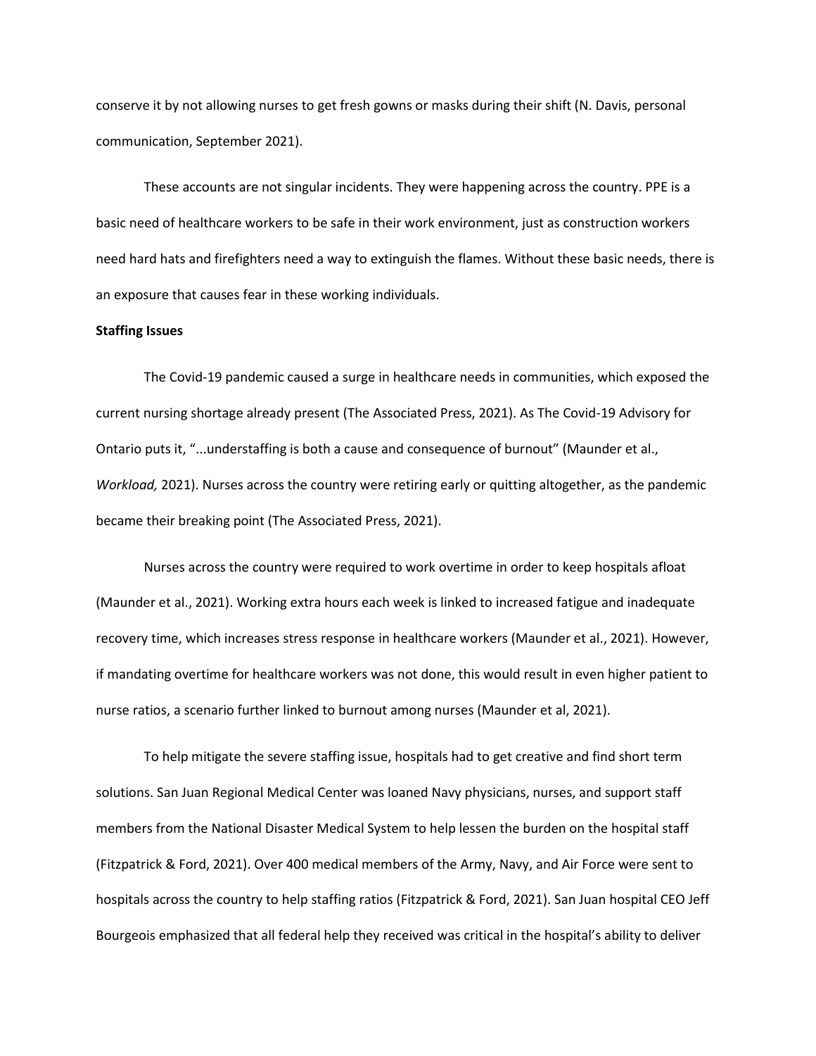conserve it by not allowing nurses to get fresh gowns or masks during their shift (N. Davis, personal communication, September 2021).

These accounts are not singular incidents. They were happening across the country. PPE is a basic need of healthcare workers to be safe in their work environment, just as construction workers need hard hats and firefighters need a way to extinguish the flames. Without these basic needs, there is an exposure that causes fear in these working individuals.

**Staffing Issues**

The Covid-19 pandemic caused a surge in healthcare needs in communities, which exposed the current nursing shortage already present (The Associated Press, 2021). As The Covid-19 Advisory for Ontario puts it, "...understaffing is both a cause and consequence of burnout" (Maunder et al., *Workload,* 2021). Nurses across the country were retiring early or quitting altogether, as the pandemic became their breaking point (The Associated Press, 2021).

Nurses across the country were required to work overtime in order to keep hospitals afloat (Maunder et al., 2021). Working extra hours each week is linked to increased fatigue and inadequate recovery time, which increases stress response in healthcare workers (Maunder et al., 2021). However, if mandating overtime for healthcare workers was not done, this would result in even higher patient to nurse ratios, a scenario further linked to burnout among nurses (Maunder et al, 2021).

To help mitigate the severe staffing issue, hospitals had to get creative and find short term solutions. San Juan Regional Medical Center was loaned Navy physicians, nurses, and support staff members from the National Disaster Medical System to help lessen the burden on the hospital staff (Fitzpatrick & Ford, 2021). Over 400 medical members of the Army, Navy, and Air Force were sent to hospitals across the country to help staffing ratios (Fitzpatrick & Ford, 2021). San Juan hospital CEO Jeff Bourgeois emphasized that all federal help they received was critical in the hospital's ability to deliver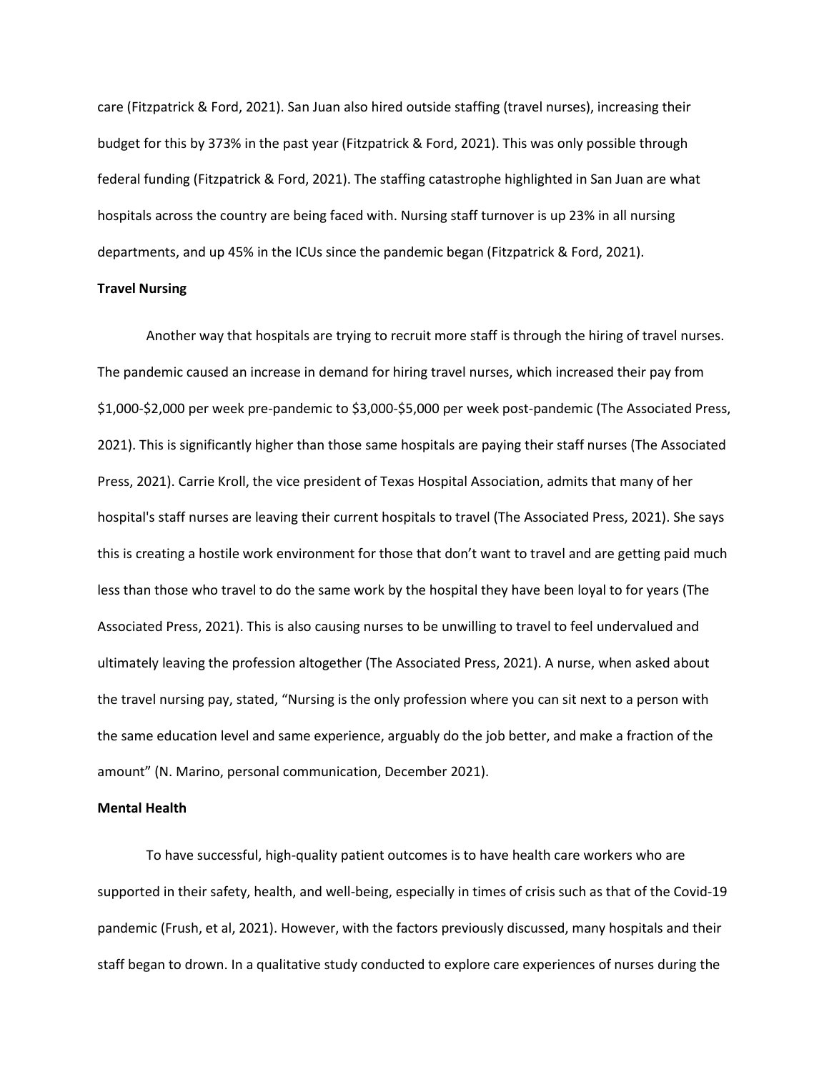care (Fitzpatrick & Ford, 2021). San Juan also hired outside staffing (travel nurses), increasing their budget for this by 373% in the past year (Fitzpatrick & Ford, 2021). This was only possible through federal funding (Fitzpatrick & Ford, 2021). The staffing catastrophe highlighted in San Juan are what hospitals across the country are being faced with. Nursing staff turnover is up 23% in all nursing departments, and up 45% in the ICUs since the pandemic began (Fitzpatrick & Ford, 2021).

**Travel Nursing**

Another way that hospitals are trying to recruit more staff is through the hiring of travel nurses. The pandemic caused an increase in demand for hiring travel nurses, which increased their pay from $1,000-$2,000 per week pre-pandemic to $3,000-$5,000 per week post-pandemic (The Associated Press, 2021). This is significantly higher than those same hospitals are paying their staff nurses (The Associated Press, 2021). Carrie Kroll, the vice president of Texas Hospital Association, admits that many of her hospital's staff nurses are leaving their current hospitals to travel (The Associated Press, 2021). She says this is creating a hostile work environment for those that don't want to travel and are getting paid much less than those who travel to do the same work by the hospital they have been loyal to for years (The Associated Press, 2021). This is also causing nurses to be unwilling to travel to feel undervalued and ultimately leaving the profession altogether (The Associated Press, 2021). A nurse, when asked about the travel nursing pay, stated, "Nursing is the only profession where you can sit next to a person with the same education level and same experience, arguably do the job better, and make a fraction of the amount" (N. Marino, personal communication, December 2021).

**Mental Health**

To have successful, high-quality patient outcomes is to have health care workers who are supported in their safety, health, and well-being, especially in times of crisis such as that of the Covid-19 pandemic (Frush, et al, 2021). However, with the factors previously discussed, many hospitals and their staff began to drown. In a qualitative study conducted to explore care experiences of nurses during the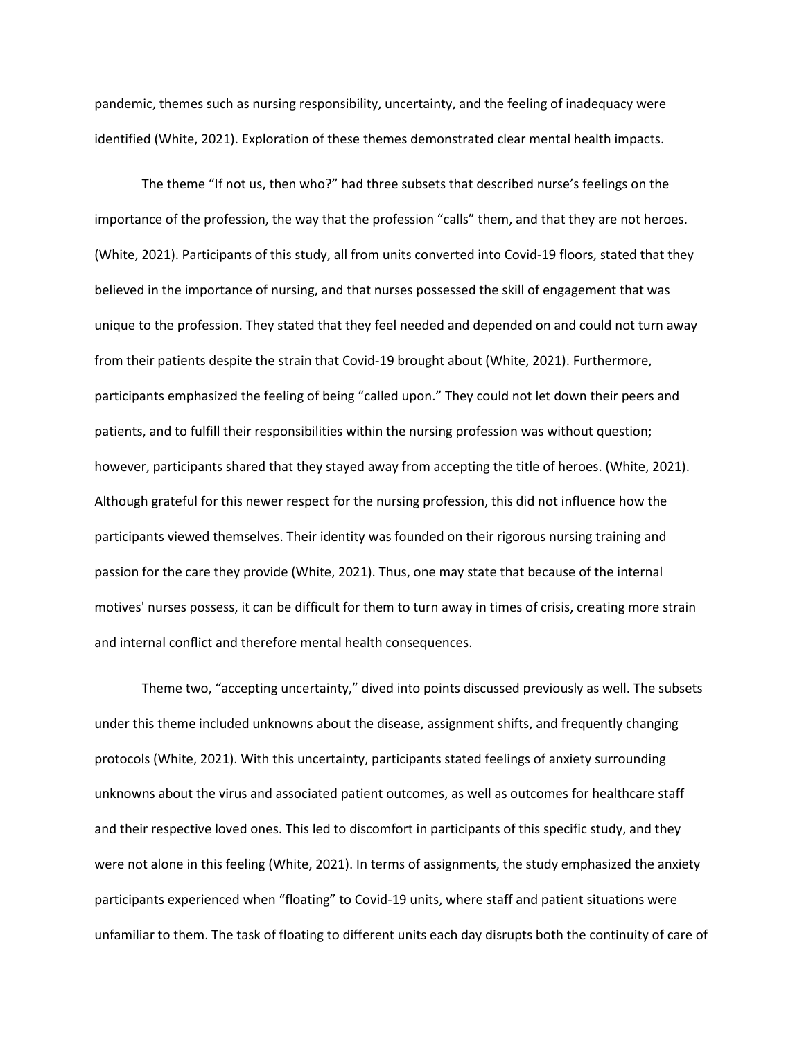pandemic, themes such as nursing responsibility, uncertainty, and the feeling of inadequacy were identified (White, 2021). Exploration of these themes demonstrated clear mental health impacts.

The theme "If not us, then who?" had three subsets that described nurse's feelings on the importance of the profession, the way that the profession "calls" them, and that they are not heroes. (White, 2021). Participants of this study, all from units converted into Covid-19 floors, stated that they believed in the importance of nursing, and that nurses possessed the skill of engagement that was unique to the profession. They stated that they feel needed and depended on and could not turn away from their patients despite the strain that Covid-19 brought about (White, 2021). Furthermore, participants emphasized the feeling of being "called upon." They could not let down their peers and patients, and to fulfill their responsibilities within the nursing profession was without question; however, participants shared that they stayed away from accepting the title of heroes. (White, 2021). Although grateful for this newer respect for the nursing profession, this did not influence how the participants viewed themselves. Their identity was founded on their rigorous nursing training and passion for the care they provide (White, 2021). Thus, one may state that because of the internal motives' nurses possess, it can be difficult for them to turn away in times of crisis, creating more strain and internal conflict and therefore mental health consequences.

Theme two, "accepting uncertainty," dived into points discussed previously as well. The subsets under this theme included unknowns about the disease, assignment shifts, and frequently changing protocols (White, 2021). With this uncertainty, participants stated feelings of anxiety surrounding unknowns about the virus and associated patient outcomes, as well as outcomes for healthcare staff and their respective loved ones. This led to discomfort in participants of this specific study, and they were not alone in this feeling (White, 2021). In terms of assignments, the study emphasized the anxiety participants experienced when "floating" to Covid-19 units, where staff and patient situations were unfamiliar to them. The task of floating to different units each day disrupts both the continuity of care of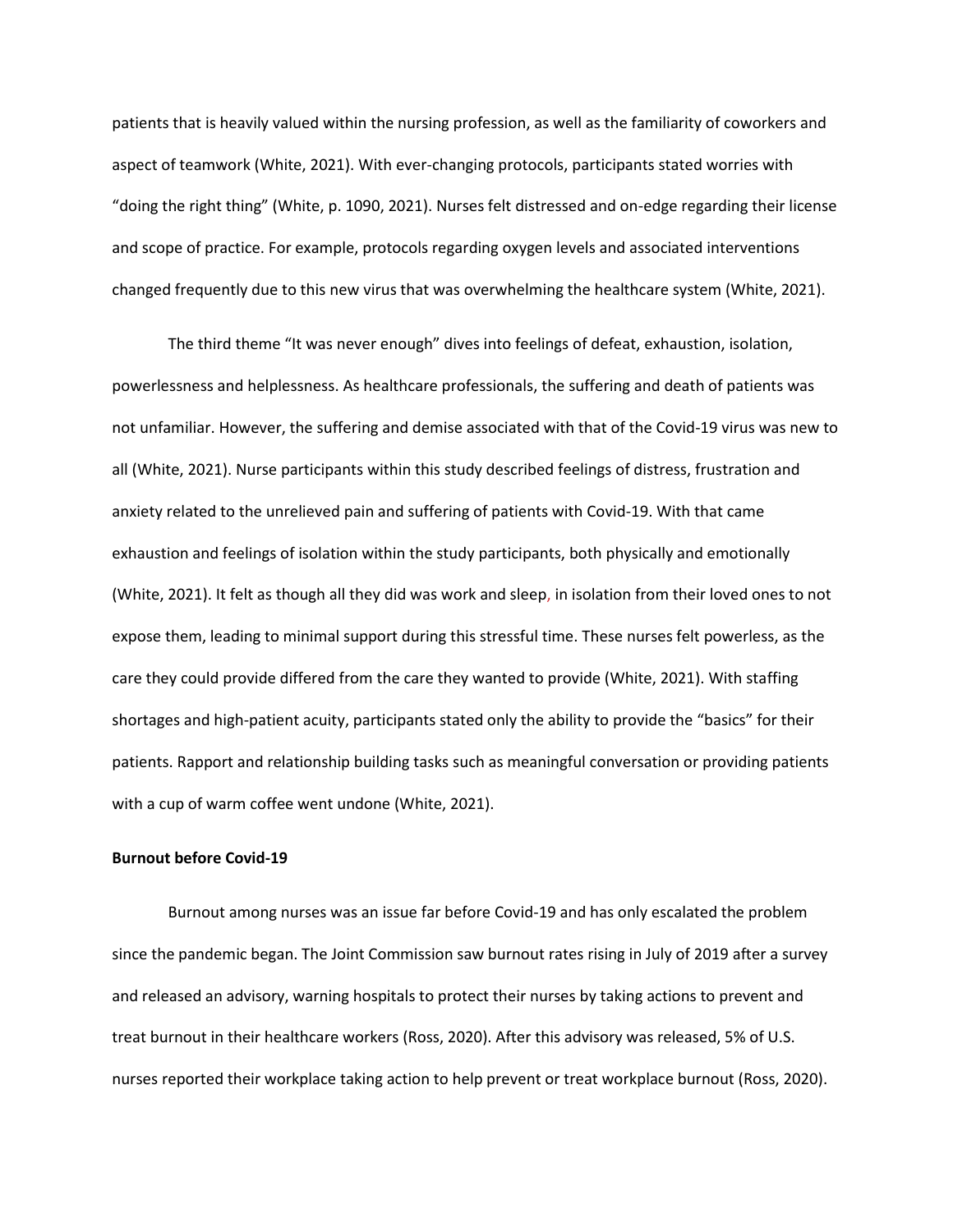patients that is heavily valued within the nursing profession, as well as the familiarity of coworkers and aspect of teamwork (White, 2021). With ever-changing protocols, participants stated worries with "doing the right thing" (White, p. 1090, 2021). Nurses felt distressed and on-edge regarding their license and scope of practice. For example, protocols regarding oxygen levels and associated interventions changed frequently due to this new virus that was overwhelming the healthcare system (White, 2021).

The third theme "It was never enough" dives into feelings of defeat, exhaustion, isolation, powerlessness and helplessness. As healthcare professionals, the suffering and death of patients was not unfamiliar. However, the suffering and demise associated with that of the Covid-19 virus was new to all (White, 2021). Nurse participants within this study described feelings of distress, frustration and anxiety related to the unrelieved pain and suffering of patients with Covid-19. With that came exhaustion and feelings of isolation within the study participants, both physically and emotionally (White, 2021). It felt as though all they did was work and sleep, in isolation from their loved ones to not expose them, leading to minimal support during this stressful time. These nurses felt powerless, as the care they could provide differed from the care they wanted to provide (White, 2021). With staffing shortages and high-patient acuity, participants stated only the ability to provide the "basics" for their patients. Rapport and relationship building tasks such as meaningful conversation or providing patients with a cup of warm coffee went undone (White, 2021).

**Burnout before Covid-19**

Burnout among nurses was an issue far before Covid-19 and has only escalated the problem since the pandemic began. The Joint Commission saw burnout rates rising in July of 2019 after a survey and released an advisory, warning hospitals to protect their nurses by taking actions to prevent and treat burnout in their healthcare workers (Ross, 2020). After this advisory was released, 5% of U.S. nurses reported their workplace taking action to help prevent or treat workplace burnout (Ross, 2020).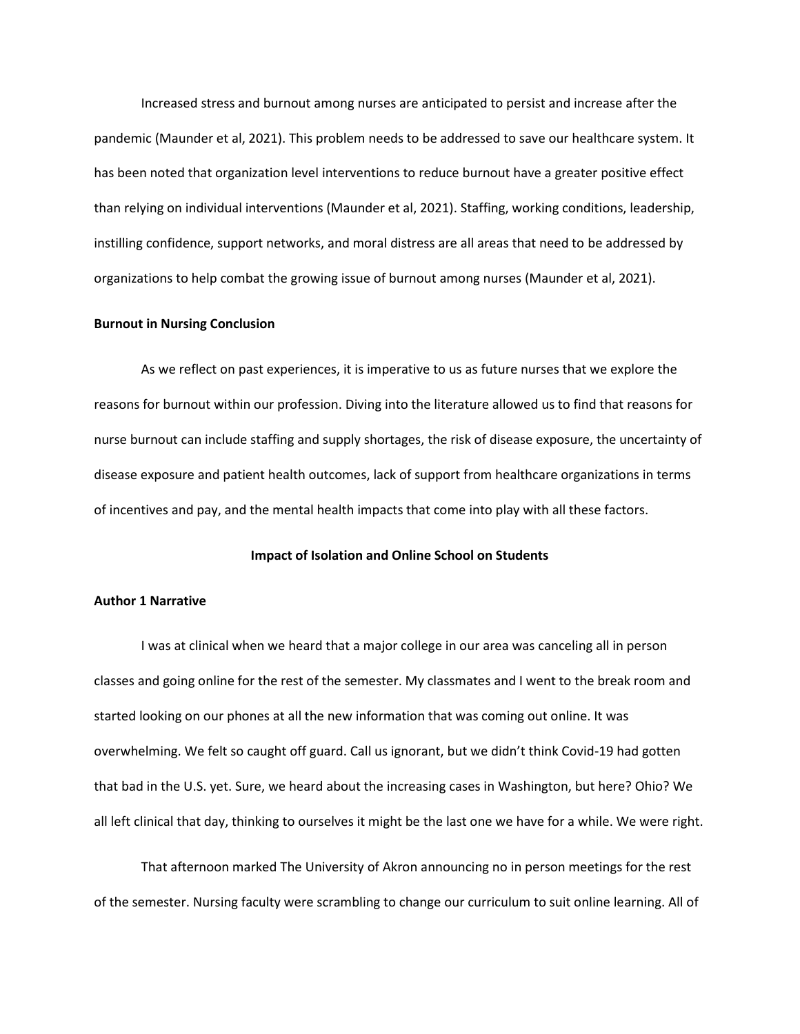Increased stress and burnout among nurses are anticipated to persist and increase after the pandemic (Maunder et al, 2021). This problem needs to be addressed to save our healthcare system. It has been noted that organization level interventions to reduce burnout have a greater positive effect than relying on individual interventions (Maunder et al, 2021). Staffing, working conditions, leadership, instilling confidence, support networks, and moral distress are all areas that need to be addressed by organizations to help combat the growing issue of burnout among nurses (Maunder et al, 2021).

**Burnout in Nursing Conclusion**

As we reflect on past experiences, it is imperative to us as future nurses that we explore the reasons for burnout within our profession. Diving into the literature allowed us to find that reasons for nurse burnout can include staffing and supply shortages, the risk of disease exposure, the uncertainty of disease exposure and patient health outcomes, lack of support from healthcare organizations in terms of incentives and pay, and the mental health impacts that come into play with all these factors.

## Impact of Isolation and Online School on Students

**Author 1 Narrative**

I was at clinical when we heard that a major college in our area was canceling all in person classes and going online for the rest of the semester. My classmates and I went to the break room and started looking on our phones at all the new information that was coming out online. It was overwhelming. We felt so caught off guard. Call us ignorant, but we didn't think Covid-19 had gotten that bad in the U.S. yet. Sure, we heard about the increasing cases in Washington, but here? Ohio? We all left clinical that day, thinking to ourselves it might be the last one we have for a while. We were right.

That afternoon marked The University of Akron announcing no in person meetings for the rest of the semester. Nursing faculty were scrambling to change our curriculum to suit online learning. All of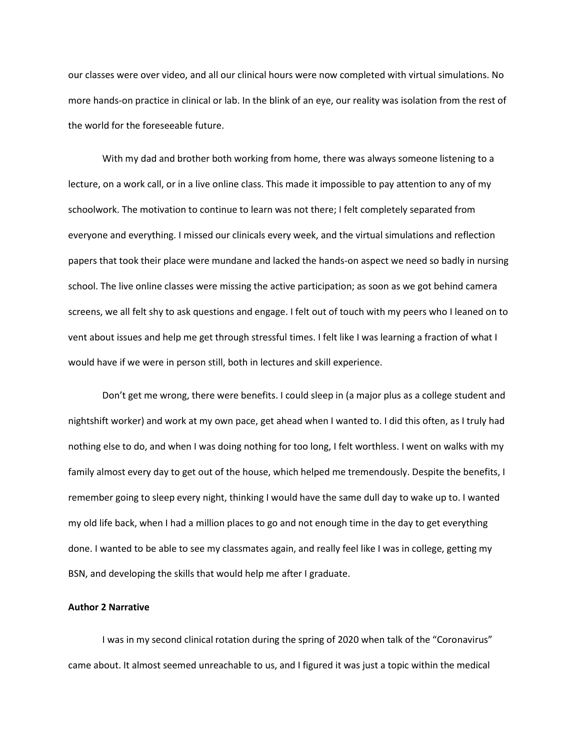our classes were over video, and all our clinical hours were now completed with virtual simulations. No more hands-on practice in clinical or lab. In the blink of an eye, our reality was isolation from the rest of the world for the foreseeable future.

With my dad and brother both working from home, there was always someone listening to a lecture, on a work call, or in a live online class. This made it impossible to pay attention to any of my schoolwork. The motivation to continue to learn was not there; I felt completely separated from everyone and everything. I missed our clinicals every week, and the virtual simulations and reflection papers that took their place were mundane and lacked the hands-on aspect we need so badly in nursing school. The live online classes were missing the active participation; as soon as we got behind camera screens, we all felt shy to ask questions and engage. I felt out of touch with my peers who I leaned on to vent about issues and help me get through stressful times. I felt like I was learning a fraction of what I would have if we were in person still, both in lectures and skill experience.

Don't get me wrong, there were benefits. I could sleep in (a major plus as a college student and nightshift worker) and work at my own pace, get ahead when I wanted to. I did this often, as I truly had nothing else to do, and when I was doing nothing for too long, I felt worthless. I went on walks with my family almost every day to get out of the house, which helped me tremendously. Despite the benefits, I remember going to sleep every night, thinking I would have the same dull day to wake up to. I wanted my old life back, when I had a million places to go and not enough time in the day to get everything done. I wanted to be able to see my classmates again, and really feel like I was in college, getting my BSN, and developing the skills that would help me after I graduate.

**Author 2 Narrative**

I was in my second clinical rotation during the spring of 2020 when talk of the "Coronavirus" came about. It almost seemed unreachable to us, and I figured it was just a topic within the medical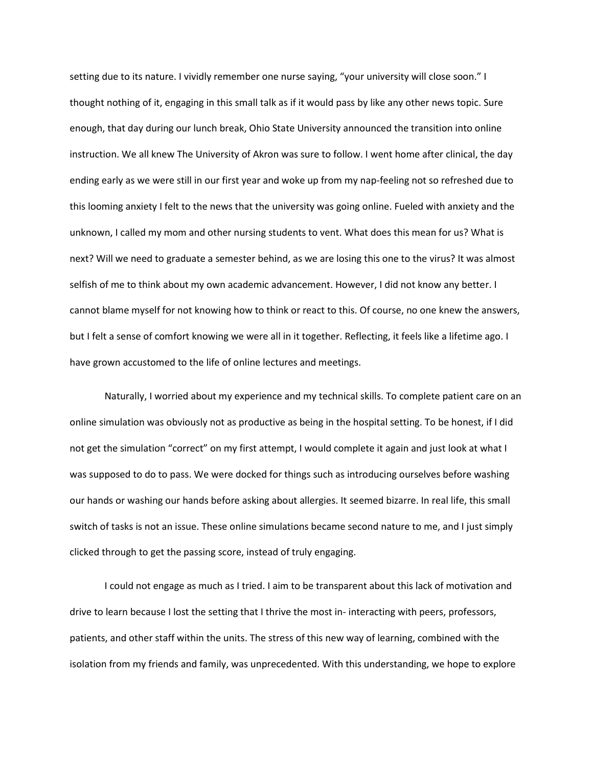setting due to its nature. I vividly remember one nurse saying, "your university will close soon." I thought nothing of it, engaging in this small talk as if it would pass by like any other news topic. Sure enough, that day during our lunch break, Ohio State University announced the transition into online instruction. We all knew The University of Akron was sure to follow. I went home after clinical, the day ending early as we were still in our first year and woke up from my nap-feeling not so refreshed due to this looming anxiety I felt to the news that the university was going online. Fueled with anxiety and the unknown, I called my mom and other nursing students to vent. What does this mean for us? What is next? Will we need to graduate a semester behind, as we are losing this one to the virus? It was almost selfish of me to think about my own academic advancement. However, I did not know any better. I cannot blame myself for not knowing how to think or react to this. Of course, no one knew the answers, but I felt a sense of comfort knowing we were all in it together. Reflecting, it feels like a lifetime ago. I have grown accustomed to the life of online lectures and meetings.

Naturally, I worried about my experience and my technical skills. To complete patient care on an online simulation was obviously not as productive as being in the hospital setting. To be honest, if I did not get the simulation "correct" on my first attempt, I would complete it again and just look at what I was supposed to do to pass. We were docked for things such as introducing ourselves before washing our hands or washing our hands before asking about allergies. It seemed bizarre. In real life, this small switch of tasks is not an issue. These online simulations became second nature to me, and I just simply clicked through to get the passing score, instead of truly engaging.

I could not engage as much as I tried. I aim to be transparent about this lack of motivation and drive to learn because I lost the setting that I thrive the most in- interacting with peers, professors, patients, and other staff within the units. The stress of this new way of learning, combined with the isolation from my friends and family, was unprecedented. With this understanding, we hope to explore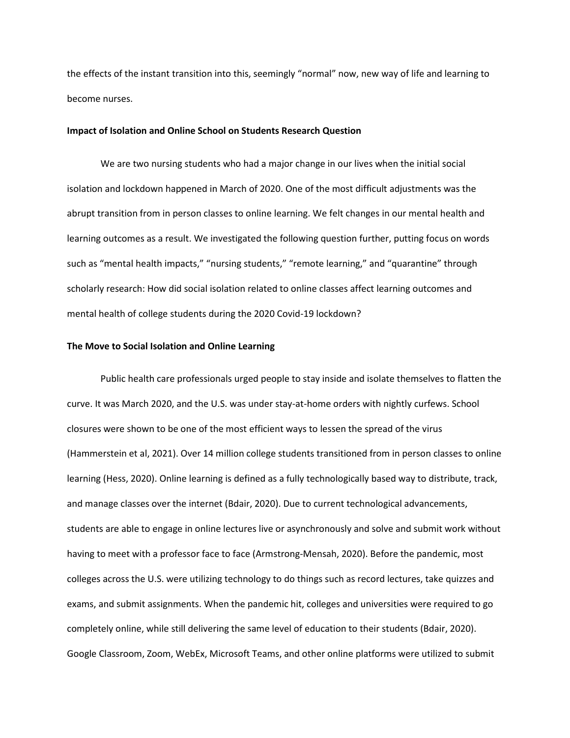the effects of the instant transition into this, seemingly "normal" now, new way of life and learning to become nurses.

**Impact of Isolation and Online School on Students Research Question**

We are two nursing students who had a major change in our lives when the initial social isolation and lockdown happened in March of 2020. One of the most difficult adjustments was the abrupt transition from in person classes to online learning. We felt changes in our mental health and learning outcomes as a result. We investigated the following question further, putting focus on words such as "mental health impacts," "nursing students," "remote learning," and "quarantine" through scholarly research: How did social isolation related to online classes affect learning outcomes and mental health of college students during the 2020 Covid-19 lockdown?

**The Move to Social Isolation and Online Learning**

Public health care professionals urged people to stay inside and isolate themselves to flatten the curve. It was March 2020, and the U.S. was under stay-at-home orders with nightly curfews. School closures were shown to be one of the most efficient ways to lessen the spread of the virus (Hammerstein et al, 2021). Over 14 million college students transitioned from in person classes to online learning (Hess, 2020). Online learning is defined as a fully technologically based way to distribute, track, and manage classes over the internet (Bdair, 2020). Due to current technological advancements, students are able to engage in online lectures live or asynchronously and solve and submit work without having to meet with a professor face to face (Armstrong-Mensah, 2020). Before the pandemic, most colleges across the U.S. were utilizing technology to do things such as record lectures, take quizzes and exams, and submit assignments. When the pandemic hit, colleges and universities were required to go completely online, while still delivering the same level of education to their students (Bdair, 2020). Google Classroom, Zoom, WebEx, Microsoft Teams, and other online platforms were utilized to submit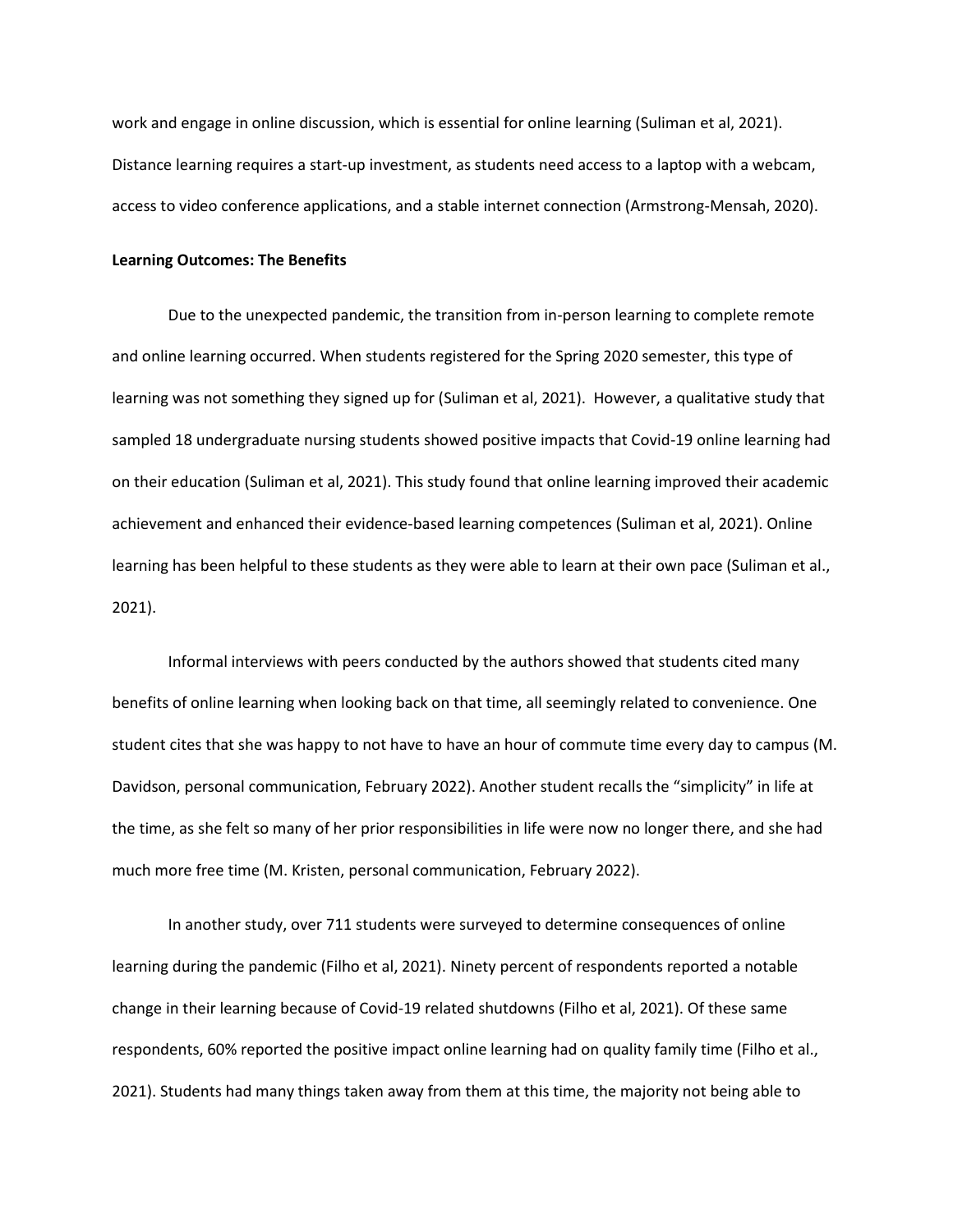work and engage in online discussion, which is essential for online learning (Suliman et al, 2021). Distance learning requires a start-up investment, as students need access to a laptop with a webcam, access to video conference applications, and a stable internet connection (Armstrong-Mensah, 2020).

**Learning Outcomes: The Benefits**

Due to the unexpected pandemic, the transition from in-person learning to complete remote and online learning occurred. When students registered for the Spring 2020 semester, this type of learning was not something they signed up for (Suliman et al, 2021). However, a qualitative study that sampled 18 undergraduate nursing students showed positive impacts that Covid-19 online learning had on their education (Suliman et al, 2021). This study found that online learning improved their academic achievement and enhanced their evidence-based learning competences (Suliman et al, 2021). Online learning has been helpful to these students as they were able to learn at their own pace (Suliman et al., 2021).

Informal interviews with peers conducted by the authors showed that students cited many benefits of online learning when looking back on that time, all seemingly related to convenience. One student cites that she was happy to not have to have an hour of commute time every day to campus (M. Davidson, personal communication, February 2022). Another student recalls the "simplicity" in life at the time, as she felt so many of her prior responsibilities in life were now no longer there, and she had much more free time (M. Kristen, personal communication, February 2022).

In another study, over 711 students were surveyed to determine consequences of online learning during the pandemic (Filho et al, 2021). Ninety percent of respondents reported a notable change in their learning because of Covid-19 related shutdowns (Filho et al, 2021). Of these same respondents, 60% reported the positive impact online learning had on quality family time (Filho et al., 2021). Students had many things taken away from them at this time, the majority not being able to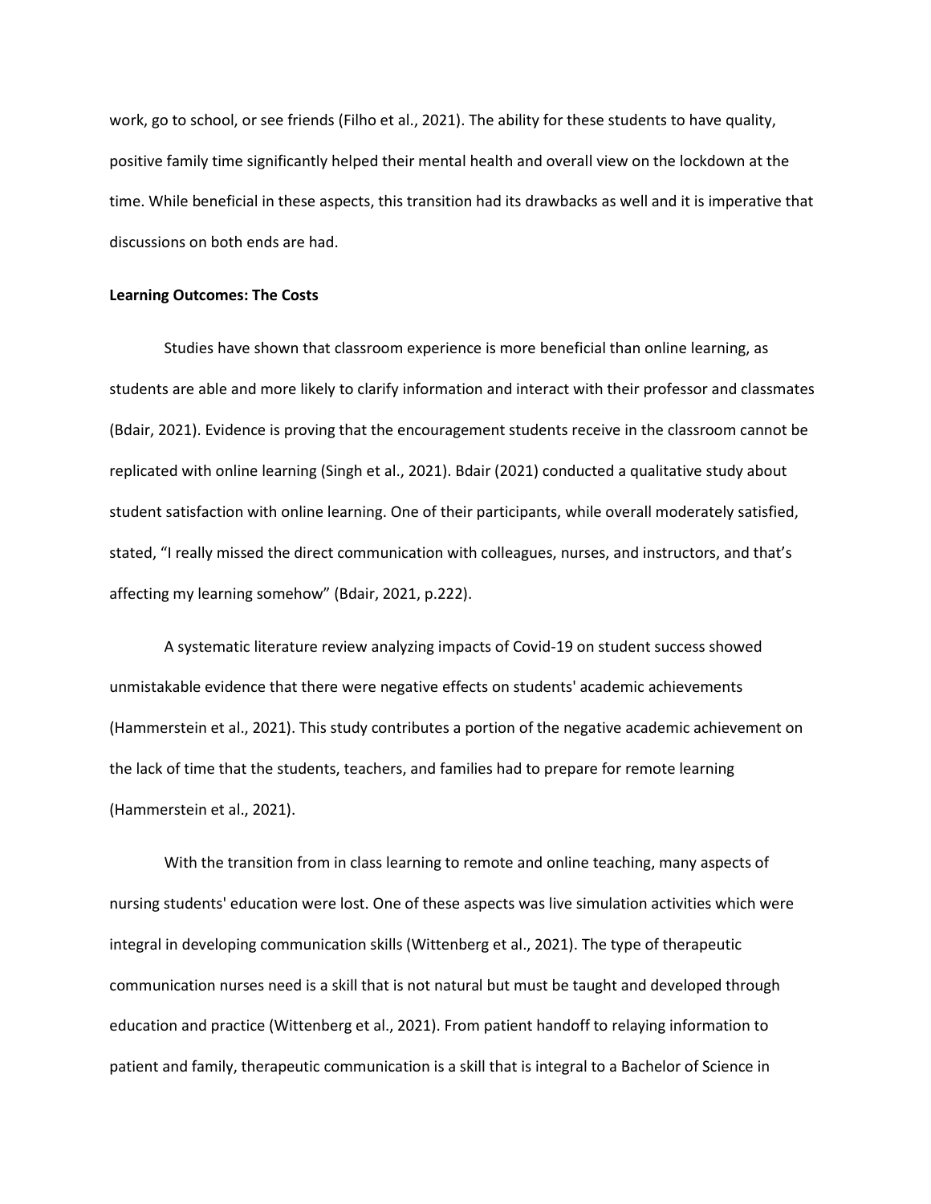work, go to school, or see friends (Filho et al., 2021). The ability for these students to have quality, positive family time significantly helped their mental health and overall view on the lockdown at the time. While beneficial in these aspects, this transition had its drawbacks as well and it is imperative that discussions on both ends are had.

**Learning Outcomes: The Costs**

Studies have shown that classroom experience is more beneficial than online learning, as students are able and more likely to clarify information and interact with their professor and classmates (Bdair, 2021). Evidence is proving that the encouragement students receive in the classroom cannot be replicated with online learning (Singh et al., 2021). Bdair (2021) conducted a qualitative study about student satisfaction with online learning. One of their participants, while overall moderately satisfied, stated, "I really missed the direct communication with colleagues, nurses, and instructors, and that's affecting my learning somehow" (Bdair, 2021, p.222).

A systematic literature review analyzing impacts of Covid-19 on student success showed unmistakable evidence that there were negative effects on students' academic achievements (Hammerstein et al., 2021). This study contributes a portion of the negative academic achievement on the lack of time that the students, teachers, and families had to prepare for remote learning (Hammerstein et al., 2021).

With the transition from in class learning to remote and online teaching, many aspects of nursing students' education were lost. One of these aspects was live simulation activities which were integral in developing communication skills (Wittenberg et al., 2021). The type of therapeutic communication nurses need is a skill that is not natural but must be taught and developed through education and practice (Wittenberg et al., 2021). From patient handoff to relaying information to patient and family, therapeutic communication is a skill that is integral to a Bachelor of Science in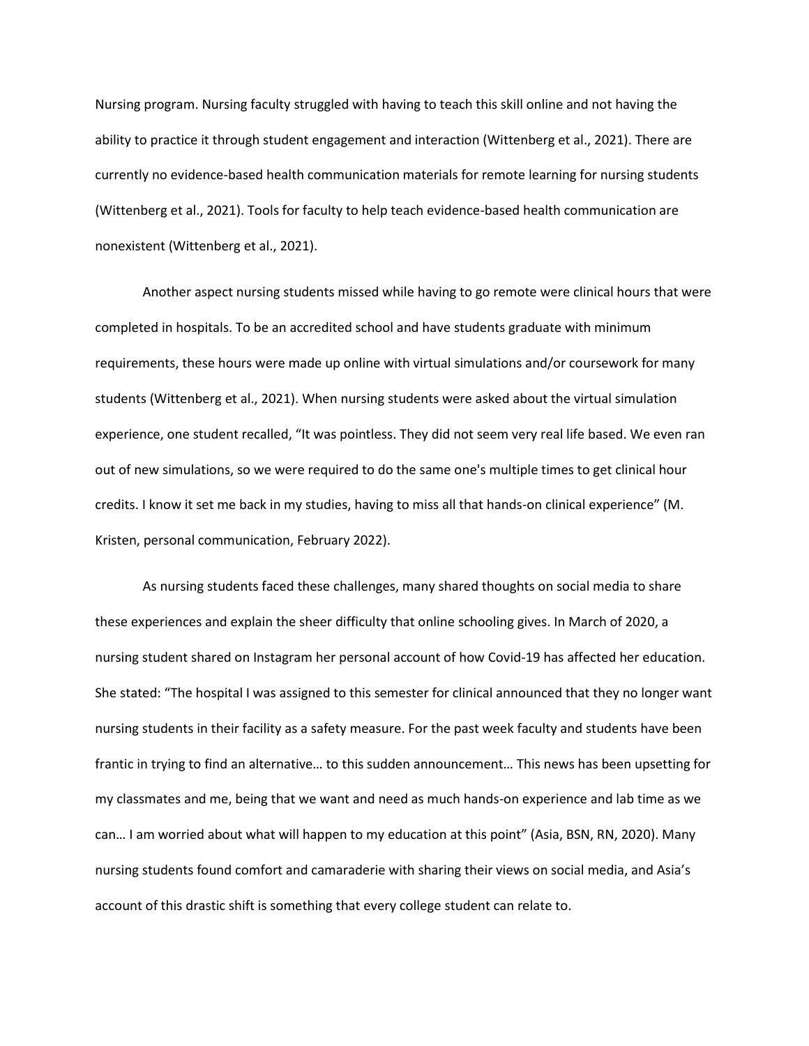Nursing program. Nursing faculty struggled with having to teach this skill online and not having the ability to practice it through student engagement and interaction (Wittenberg et al., 2021). There are currently no evidence-based health communication materials for remote learning for nursing students (Wittenberg et al., 2021). Tools for faculty to help teach evidence-based health communication are nonexistent (Wittenberg et al., 2021).

Another aspect nursing students missed while having to go remote were clinical hours that were completed in hospitals. To be an accredited school and have students graduate with minimum requirements, these hours were made up online with virtual simulations and/or coursework for many students (Wittenberg et al., 2021). When nursing students were asked about the virtual simulation experience, one student recalled, "It was pointless. They did not seem very real life based. We even ran out of new simulations, so we were required to do the same one's multiple times to get clinical hour credits. I know it set me back in my studies, having to miss all that hands-on clinical experience" (M. Kristen, personal communication, February 2022).

As nursing students faced these challenges, many shared thoughts on social media to share these experiences and explain the sheer difficulty that online schooling gives. In March of 2020, a nursing student shared on Instagram her personal account of how Covid-19 has affected her education. She stated: "The hospital I was assigned to this semester for clinical announced that they no longer want nursing students in their facility as a safety measure. For the past week faculty and students have been frantic in trying to find an alternative… to this sudden announcement… This news has been upsetting for my classmates and me, being that we want and need as much hands-on experience and lab time as we can… I am worried about what will happen to my education at this point" (Asia, BSN, RN, 2020). Many nursing students found comfort and camaraderie with sharing their views on social media, and Asia's account of this drastic shift is something that every college student can relate to.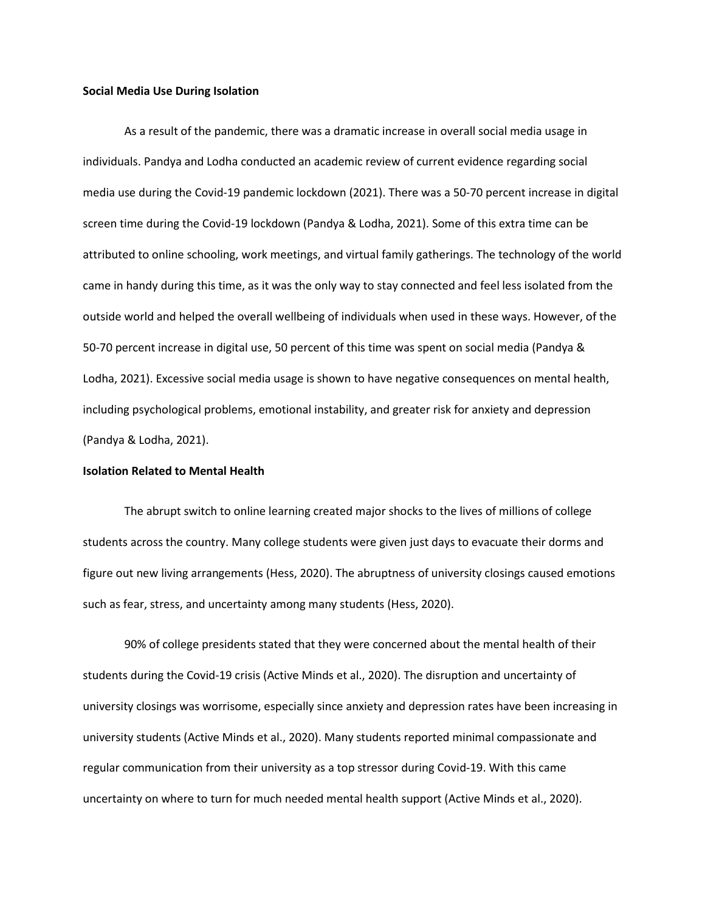### Social Media Use During Isolation

As a result of the pandemic, there was a dramatic increase in overall social media usage in individuals. Pandya and Lodha conducted an academic review of current evidence regarding social media use during the Covid-19 pandemic lockdown (2021). There was a 50-70 percent increase in digital screen time during the Covid-19 lockdown (Pandya & Lodha, 2021). Some of this extra time can be attributed to online schooling, work meetings, and virtual family gatherings. The technology of the world came in handy during this time, as it was the only way to stay connected and feel less isolated from the outside world and helped the overall wellbeing of individuals when used in these ways. However, of the 50-70 percent increase in digital use, 50 percent of this time was spent on social media (Pandya & Lodha, 2021). Excessive social media usage is shown to have negative consequences on mental health, including psychological problems, emotional instability, and greater risk for anxiety and depression (Pandya & Lodha, 2021).

### Isolation Related to Mental Health

The abrupt switch to online learning created major shocks to the lives of millions of college students across the country. Many college students were given just days to evacuate their dorms and figure out new living arrangements (Hess, 2020). The abruptness of university closings caused emotions such as fear, stress, and uncertainty among many students (Hess, 2020).

90% of college presidents stated that they were concerned about the mental health of their students during the Covid-19 crisis (Active Minds et al., 2020). The disruption and uncertainty of university closings was worrisome, especially since anxiety and depression rates have been increasing in university students (Active Minds et al., 2020). Many students reported minimal compassionate and regular communication from their university as a top stressor during Covid-19. With this came uncertainty on where to turn for much needed mental health support (Active Minds et al., 2020).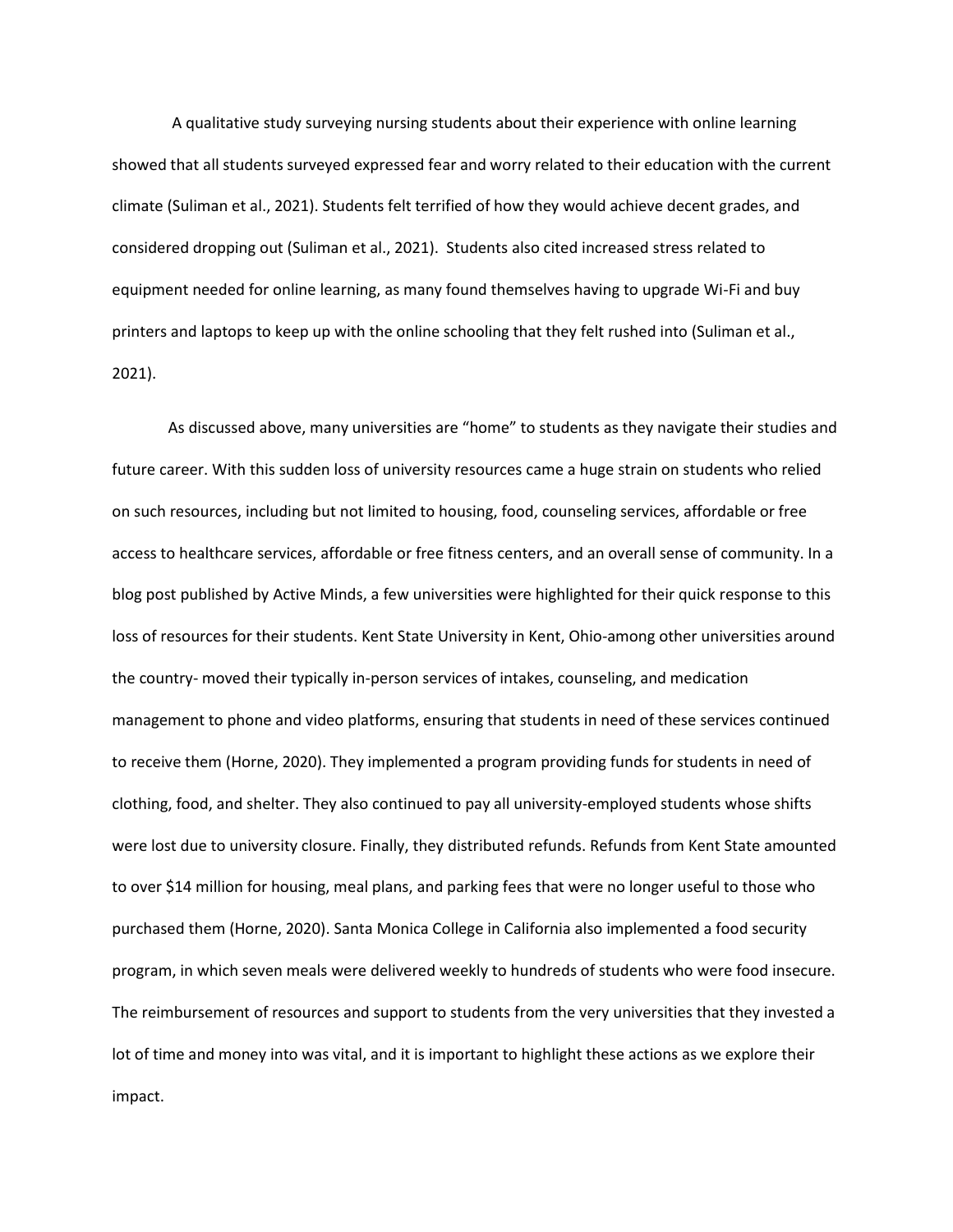A qualitative study surveying nursing students about their experience with online learning showed that all students surveyed expressed fear and worry related to their education with the current climate (Suliman et al., 2021). Students felt terrified of how they would achieve decent grades, and considered dropping out (Suliman et al., 2021). Students also cited increased stress related to equipment needed for online learning, as many found themselves having to upgrade Wi-Fi and buy printers and laptops to keep up with the online schooling that they felt rushed into (Suliman et al., 2021).

As discussed above, many universities are "home" to students as they navigate their studies and future career. With this sudden loss of university resources came a huge strain on students who relied on such resources, including but not limited to housing, food, counseling services, affordable or free access to healthcare services, affordable or free fitness centers, and an overall sense of community. In a blog post published by Active Minds, a few universities were highlighted for their quick response to this loss of resources for their students. Kent State University in Kent, Ohio-among other universities around the country- moved their typically in-person services of intakes, counseling, and medication management to phone and video platforms, ensuring that students in need of these services continued to receive them (Horne, 2020). They implemented a program providing funds for students in need of clothing, food, and shelter. They also continued to pay all university-employed students whose shifts were lost due to university closure. Finally, they distributed refunds. Refunds from Kent State amounted to over $14 million for housing, meal plans, and parking fees that were no longer useful to those who purchased them (Horne, 2020). Santa Monica College in California also implemented a food security program, in which seven meals were delivered weekly to hundreds of students who were food insecure. The reimbursement of resources and support to students from the very universities that they invested a lot of time and money into was vital, and it is important to highlight these actions as we explore their impact.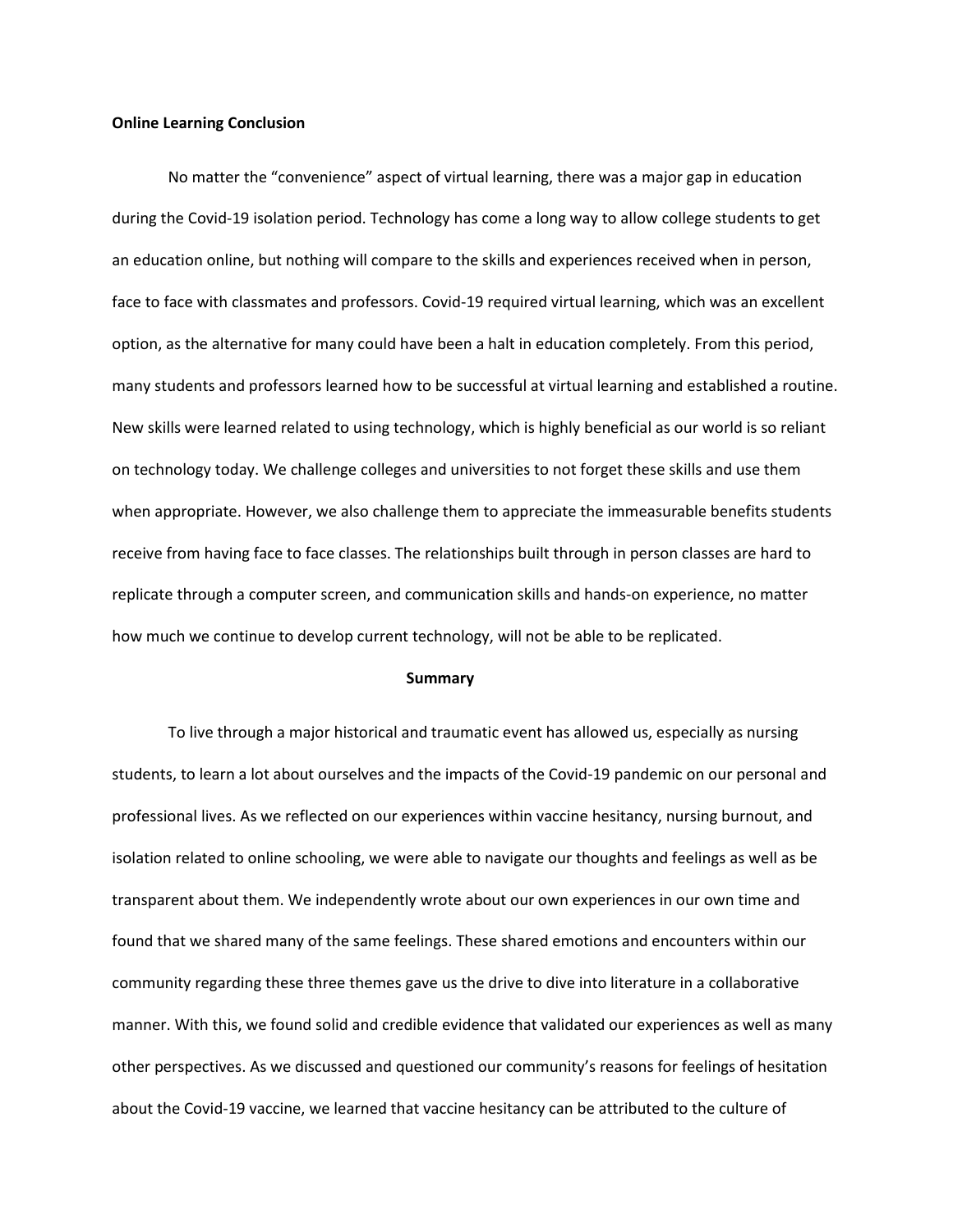**Online Learning Conclusion**

No matter the "convenience" aspect of virtual learning, there was a major gap in education during the Covid-19 isolation period. Technology has come a long way to allow college students to get an education online, but nothing will compare to the skills and experiences received when in person, face to face with classmates and professors. Covid-19 required virtual learning, which was an excellent option, as the alternative for many could have been a halt in education completely. From this period, many students and professors learned how to be successful at virtual learning and established a routine. New skills were learned related to using technology, which is highly beneficial as our world is so reliant on technology today. We challenge colleges and universities to not forget these skills and use them when appropriate. However, we also challenge them to appreciate the immeasurable benefits students receive from having face to face classes. The relationships built through in person classes are hard to replicate through a computer screen, and communication skills and hands-on experience, no matter how much we continue to develop current technology, will not be able to be replicated.

## Summary

To live through a major historical and traumatic event has allowed us, especially as nursing students, to learn a lot about ourselves and the impacts of the Covid-19 pandemic on our personal and professional lives. As we reflected on our experiences within vaccine hesitancy, nursing burnout, and isolation related to online schooling, we were able to navigate our thoughts and feelings as well as be transparent about them. We independently wrote about our own experiences in our own time and found that we shared many of the same feelings. These shared emotions and encounters within our community regarding these three themes gave us the drive to dive into literature in a collaborative manner. With this, we found solid and credible evidence that validated our experiences as well as many other perspectives. As we discussed and questioned our community's reasons for feelings of hesitation about the Covid-19 vaccine, we learned that vaccine hesitancy can be attributed to the culture of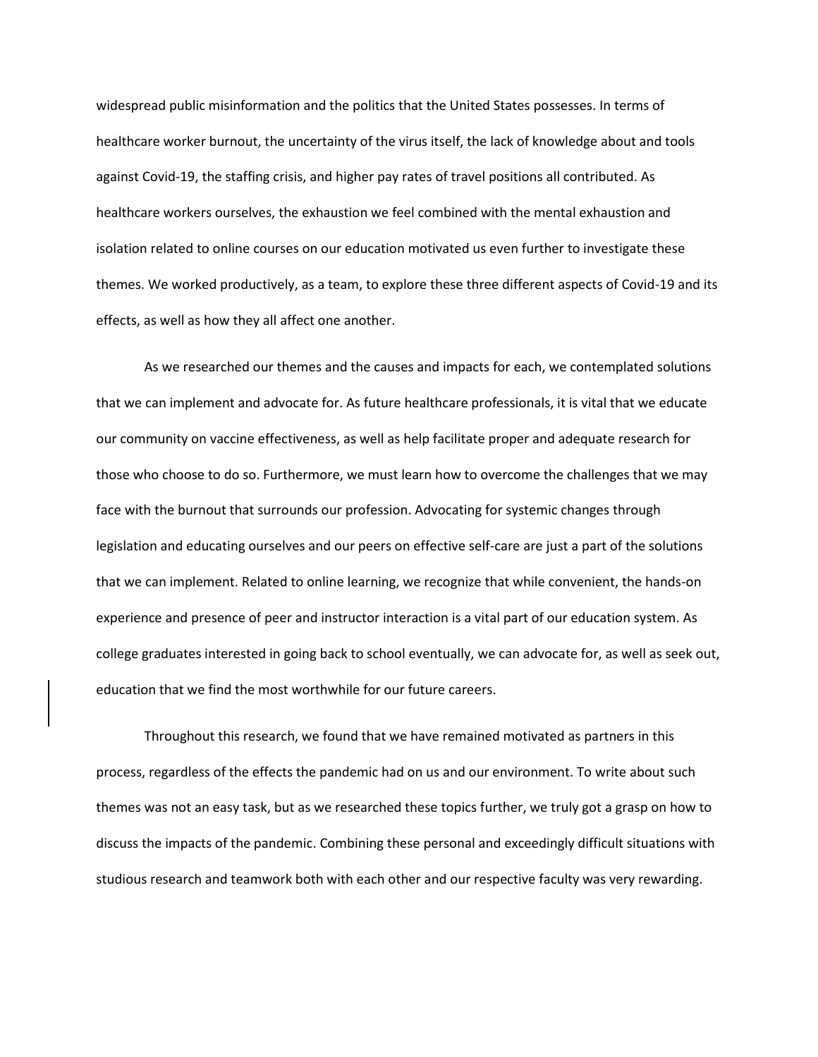widespread public misinformation and the politics that the United States possesses. In terms of healthcare worker burnout, the uncertainty of the virus itself, the lack of knowledge about and tools against Covid-19, the staffing crisis, and higher pay rates of travel positions all contributed. As healthcare workers ourselves, the exhaustion we feel combined with the mental exhaustion and isolation related to online courses on our education motivated us even further to investigate these themes. We worked productively, as a team, to explore these three different aspects of Covid-19 and its effects, as well as how they all affect one another.

As we researched our themes and the causes and impacts for each, we contemplated solutions that we can implement and advocate for. As future healthcare professionals, it is vital that we educate our community on vaccine effectiveness, as well as help facilitate proper and adequate research for those who choose to do so. Furthermore, we must learn how to overcome the challenges that we may face with the burnout that surrounds our profession. Advocating for systemic changes through legislation and educating ourselves and our peers on effective self-care are just a part of the solutions that we can implement. Related to online learning, we recognize that while convenient, the hands-on experience and presence of peer and instructor interaction is a vital part of our education system. As college graduates interested in going back to school eventually, we can advocate for, as well as seek out, education that we find the most worthwhile for our future careers.

Throughout this research, we found that we have remained motivated as partners in this process, regardless of the effects the pandemic had on us and our environment. To write about such themes was not an easy task, but as we researched these topics further, we truly got a grasp on how to discuss the impacts of the pandemic. Combining these personal and exceedingly difficult situations with studious research and teamwork both with each other and our respective faculty was very rewarding.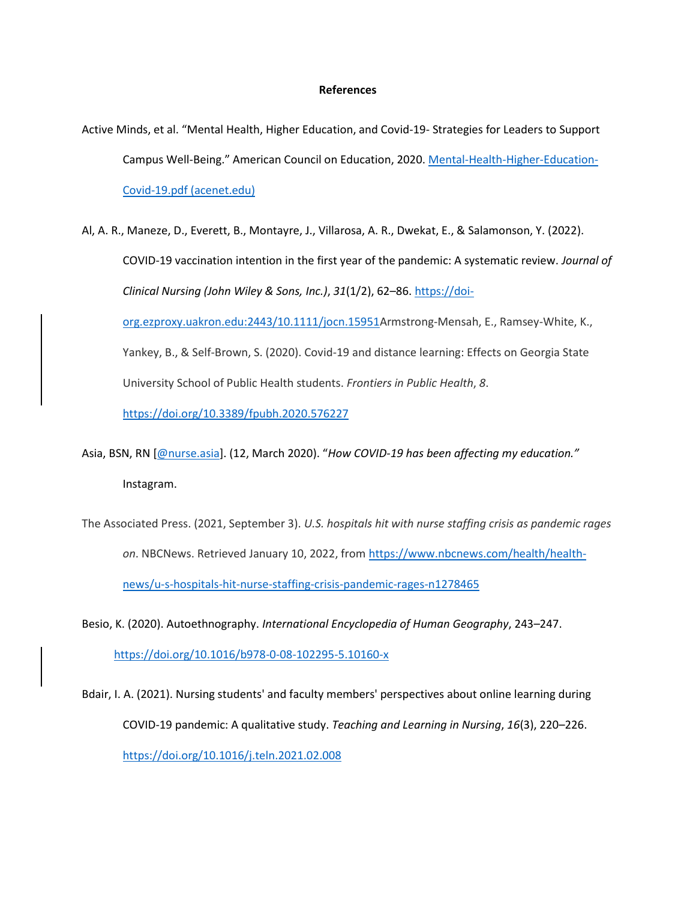**References**

Active Minds, et al. "Mental Health, Higher Education, and Covid-19- Strategies for Leaders to Support Campus Well-Being." American Council on Education, 2020. [Mental-Health-Higher-Education-Covid-19.pdf (acenet.edu)]

Al, A. R., Maneze, D., Everett, B., Montayre, J., Villarosa, A. R., Dwekat, E., & Salamonson, Y. (2022). COVID-19 vaccination intention in the first year of the pandemic: A systematic review. *Journal of Clinical Nursing (John Wiley & Sons, Inc.)*, *31*(1/2), 62–86. https://doi-org.ezproxy.uakron.edu:2443/10.1111/jocn.15951Armstrong-Mensah, E., Ramsey-White, K., Yankey, B., & Self-Brown, S. (2020). Covid-19 and distance learning: Effects on Georgia State University School of Public Health students. *Frontiers in Public Health*, *8*. https://doi.org/10.3389/fpubh.2020.576227

Asia, BSN, RN [@nurse.asia]. (12, March 2020). "*How COVID-19 has been affecting my education."* Instagram.

The Associated Press. (2021, September 3). *U.S. hospitals hit with nurse staffing crisis as pandemic rages on*. NBCNews. Retrieved January 10, 2022, from https://www.nbcnews.com/health/health-news/u-s-hospitals-hit-nurse-staffing-crisis-pandemic-rages-n1278465

Besio, K. (2020). Autoethnography. *International Encyclopedia of Human Geography*, 243–247. https://doi.org/10.1016/b978-0-08-102295-5.10160-x

Bdair, I. A. (2021). Nursing students' and faculty members' perspectives about online learning during COVID-19 pandemic: A qualitative study. *Teaching and Learning in Nursing*, *16*(3), 220–226. https://doi.org/10.1016/j.teln.2021.02.008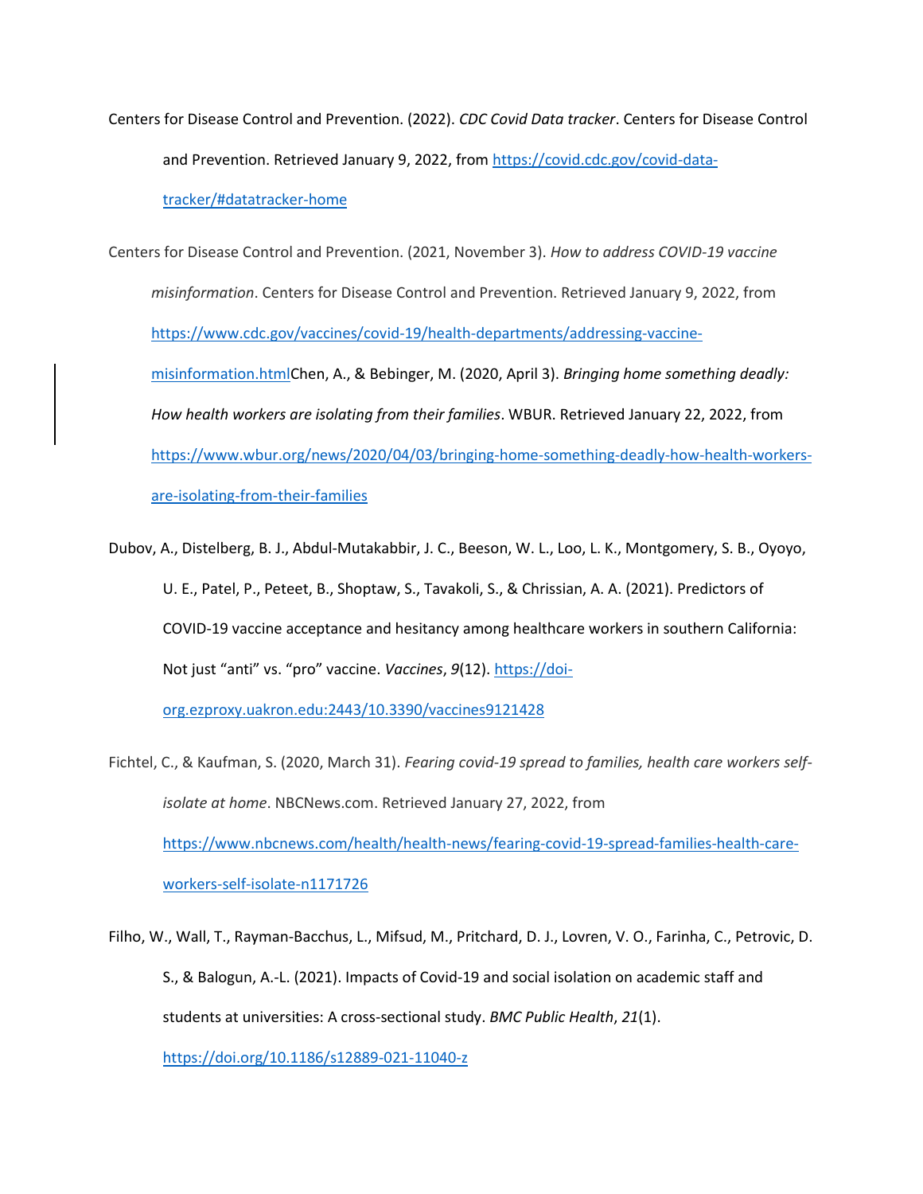Centers for Disease Control and Prevention. (2022). *CDC Covid Data tracker*. Centers for Disease Control and Prevention. Retrieved January 9, 2022, from https://covid.cdc.gov/covid-data-tracker/#datatracker-home

Centers for Disease Control and Prevention. (2021, November 3). *How to address COVID-19 vaccine misinformation*. Centers for Disease Control and Prevention. Retrieved January 9, 2022, from https://www.cdc.gov/vaccines/covid-19/health-departments/addressing-vaccine-misinformation.htmlChen, A., & Bebinger, M. (2020, April 3). *Bringing home something deadly: How health workers are isolating from their families*. WBUR. Retrieved January 22, 2022, from https://www.wbur.org/news/2020/04/03/bringing-home-something-deadly-how-health-workers-are-isolating-from-their-families

Dubov, A., Distelberg, B. J., Abdul-Mutakabbir, J. C., Beeson, W. L., Loo, L. K., Montgomery, S. B., Oyoyo, U. E., Patel, P., Peteet, B., Shoptaw, S., Tavakoli, S., & Chrissian, A. A. (2021). Predictors of COVID-19 vaccine acceptance and hesitancy among healthcare workers in southern California: Not just "anti" vs. "pro" vaccine. *Vaccines*, *9*(12). https://doi-org.ezproxy.uakron.edu:2443/10.3390/vaccines9121428

Fichtel, C., & Kaufman, S. (2020, March 31). *Fearing covid-19 spread to families, health care workers self-isolate at home*. NBCNews.com. Retrieved January 27, 2022, from https://www.nbcnews.com/health/health-news/fearing-covid-19-spread-families-health-care-workers-self-isolate-n1171726

Filho, W., Wall, T., Rayman-Bacchus, L., Mifsud, M., Pritchard, D. J., Lovren, V. O., Farinha, C., Petrovic, D. S., & Balogun, A.-L. (2021). Impacts of Covid-19 and social isolation on academic staff and students at universities: A cross-sectional study. *BMC Public Health*, *21*(1). https://doi.org/10.1186/s12889-021-11040-z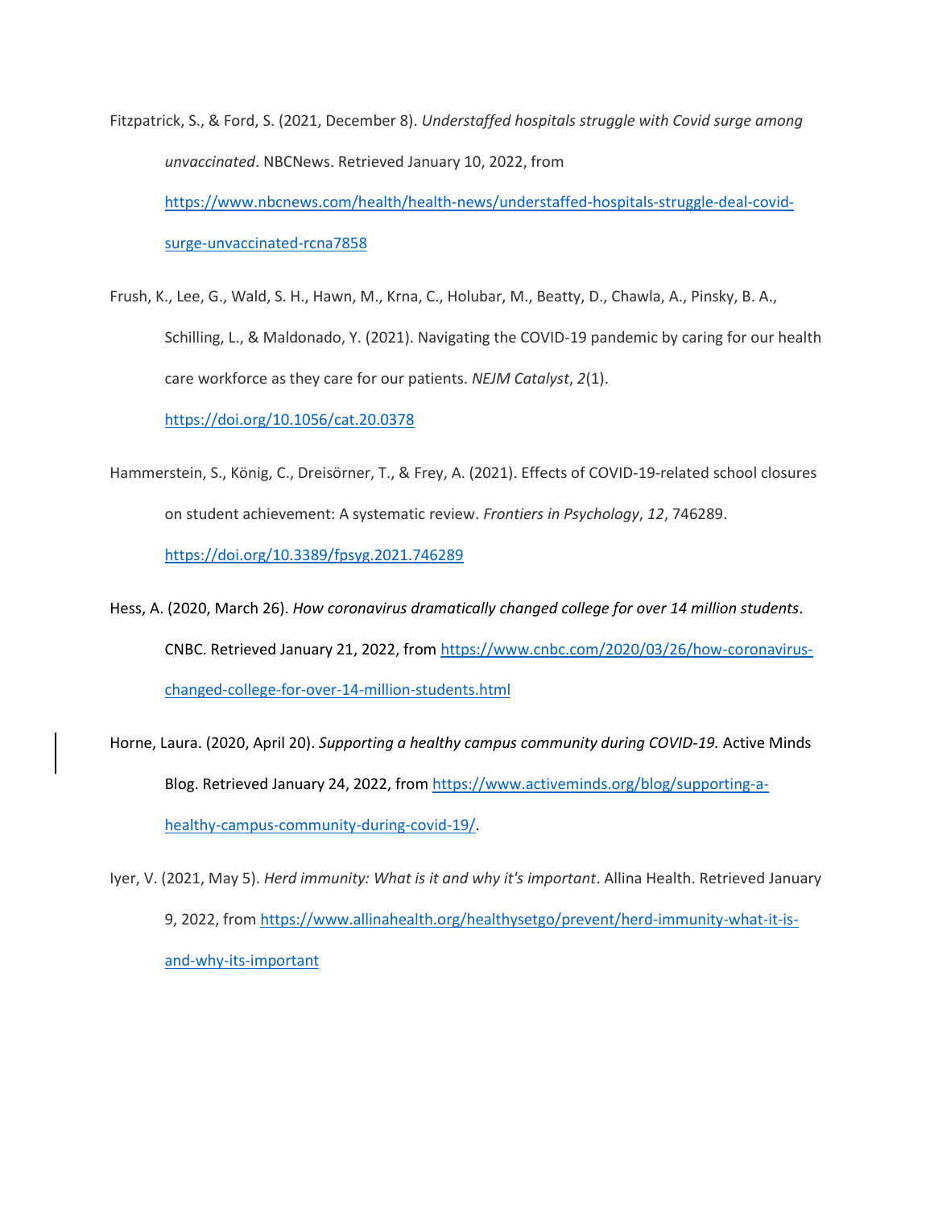Fitzpatrick, S., & Ford, S. (2021, December 8). *Understaffed hospitals struggle with Covid surge among unvaccinated*. NBCNews. Retrieved January 10, 2022, from https://www.nbcnews.com/health/health-news/understaffed-hospitals-struggle-deal-covid-surge-unvaccinated-rcna7858

Frush, K., Lee, G., Wald, S. H., Hawn, M., Krna, C., Holubar, M., Beatty, D., Chawla, A., Pinsky, B. A., Schilling, L., & Maldonado, Y. (2021). Navigating the COVID-19 pandemic by caring for our health care workforce as they care for our patients. *NEJM Catalyst*, *2*(1). https://doi.org/10.1056/cat.20.0378

Hammerstein, S., König, C., Dreisörner, T., & Frey, A. (2021). Effects of COVID-19-related school closures on student achievement: A systematic review. *Frontiers in Psychology*, *12*, 746289. https://doi.org/10.3389/fpsyg.2021.746289

Hess, A. (2020, March 26). *How coronavirus dramatically changed college for over 14 million students*. CNBC. Retrieved January 21, 2022, from https://www.cnbc.com/2020/03/26/how-coronavirus-changed-college-for-over-14-million-students.html

Horne, Laura. (2020, April 20). *Supporting a healthy campus community during COVID-19.* Active Minds Blog. Retrieved January 24, 2022, from https://www.activeminds.org/blog/supporting-a-healthy-campus-community-during-covid-19/.

Iyer, V. (2021, May 5). *Herd immunity: What is it and why it's important*. Allina Health. Retrieved January 9, 2022, from https://www.allinahealth.org/healthysetgo/prevent/herd-immunity-what-it-is-and-why-its-important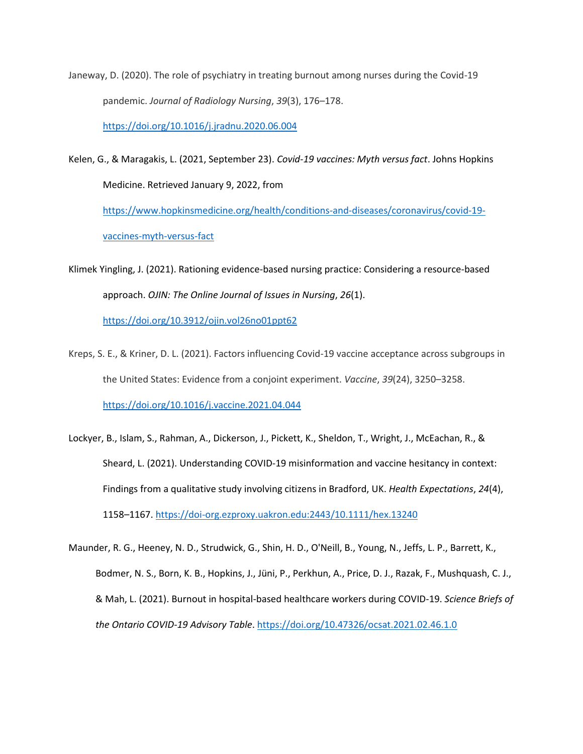Janeway, D. (2020). The role of psychiatry in treating burnout among nurses during the Covid-19 pandemic. *Journal of Radiology Nursing*, *39*(3), 176–178. https://doi.org/10.1016/j.jradnu.2020.06.004

Kelen, G., & Maragakis, L. (2021, September 23). *Covid-19 vaccines: Myth versus fact*. Johns Hopkins Medicine. Retrieved January 9, 2022, from https://www.hopkinsmedicine.org/health/conditions-and-diseases/coronavirus/covid-19-vaccines-myth-versus-fact

Klimek Yingling, J. (2021). Rationing evidence-based nursing practice: Considering a resource-based approach. *OJIN: The Online Journal of Issues in Nursing*, *26*(1). https://doi.org/10.3912/ojin.vol26no01ppt62

Kreps, S. E., & Kriner, D. L. (2021). Factors influencing Covid-19 vaccine acceptance across subgroups in the United States: Evidence from a conjoint experiment. *Vaccine*, *39*(24), 3250–3258. https://doi.org/10.1016/j.vaccine.2021.04.044

Lockyer, B., Islam, S., Rahman, A., Dickerson, J., Pickett, K., Sheldon, T., Wright, J., McEachan, R., & Sheard, L. (2021). Understanding COVID-19 misinformation and vaccine hesitancy in context: Findings from a qualitative study involving citizens in Bradford, UK. *Health Expectations*, *24*(4), 1158–1167. https://doi-org.ezproxy.uakron.edu:2443/10.1111/hex.13240

Maunder, R. G., Heeney, N. D., Strudwick, G., Shin, H. D., O'Neill, B., Young, N., Jeffs, L. P., Barrett, K., Bodmer, N. S., Born, K. B., Hopkins, J., Jüni, P., Perkhun, A., Price, D. J., Razak, F., Mushquash, C. J., & Mah, L. (2021). Burnout in hospital-based healthcare workers during COVID-19. *Science Briefs of the Ontario COVID-19 Advisory Table*. https://doi.org/10.47326/ocsat.2021.02.46.1.0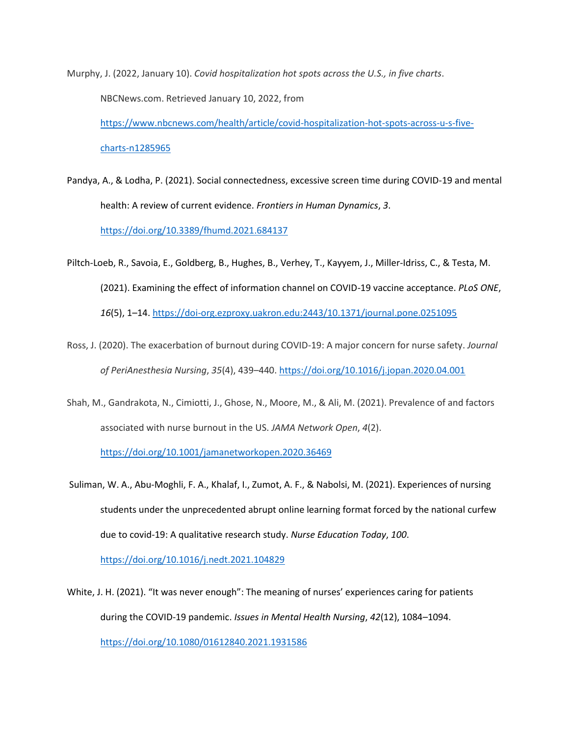Murphy, J. (2022, January 10). *Covid hospitalization hot spots across the U.S., in five charts*. NBCNews.com. Retrieved January 10, 2022, from https://www.nbcnews.com/health/article/covid-hospitalization-hot-spots-across-u-s-five-charts-n1285965

Pandya, A., & Lodha, P. (2021). Social connectedness, excessive screen time during COVID-19 and mental health: A review of current evidence. *Frontiers in Human Dynamics*, *3*. https://doi.org/10.3389/fhumd.2021.684137

Piltch-Loeb, R., Savoia, E., Goldberg, B., Hughes, B., Verhey, T., Kayyem, J., Miller-Idriss, C., & Testa, M. (2021). Examining the effect of information channel on COVID-19 vaccine acceptance. *PLoS ONE*, *16*(5), 1–14. https://doi-org.ezproxy.uakron.edu:2443/10.1371/journal.pone.0251095

Ross, J. (2020). The exacerbation of burnout during COVID-19: A major concern for nurse safety. *Journal of PeriAnesthesia Nursing*, *35*(4), 439–440. https://doi.org/10.1016/j.jopan.2020.04.001

Shah, M., Gandrakota, N., Cimiotti, J., Ghose, N., Moore, M., & Ali, M. (2021). Prevalence of and factors associated with nurse burnout in the US. *JAMA Network Open*, *4*(2). https://doi.org/10.1001/jamanetworkopen.2020.36469

Suliman, W. A., Abu-Moghli, F. A., Khalaf, I., Zumot, A. F., & Nabolsi, M. (2021). Experiences of nursing students under the unprecedented abrupt online learning format forced by the national curfew due to covid-19: A qualitative research study. *Nurse Education Today*, *100*. https://doi.org/10.1016/j.nedt.2021.104829

White, J. H. (2021). "It was never enough": The meaning of nurses' experiences caring for patients during the COVID-19 pandemic. *Issues in Mental Health Nursing*, *42*(12), 1084–1094. https://doi.org/10.1080/01612840.2021.1931586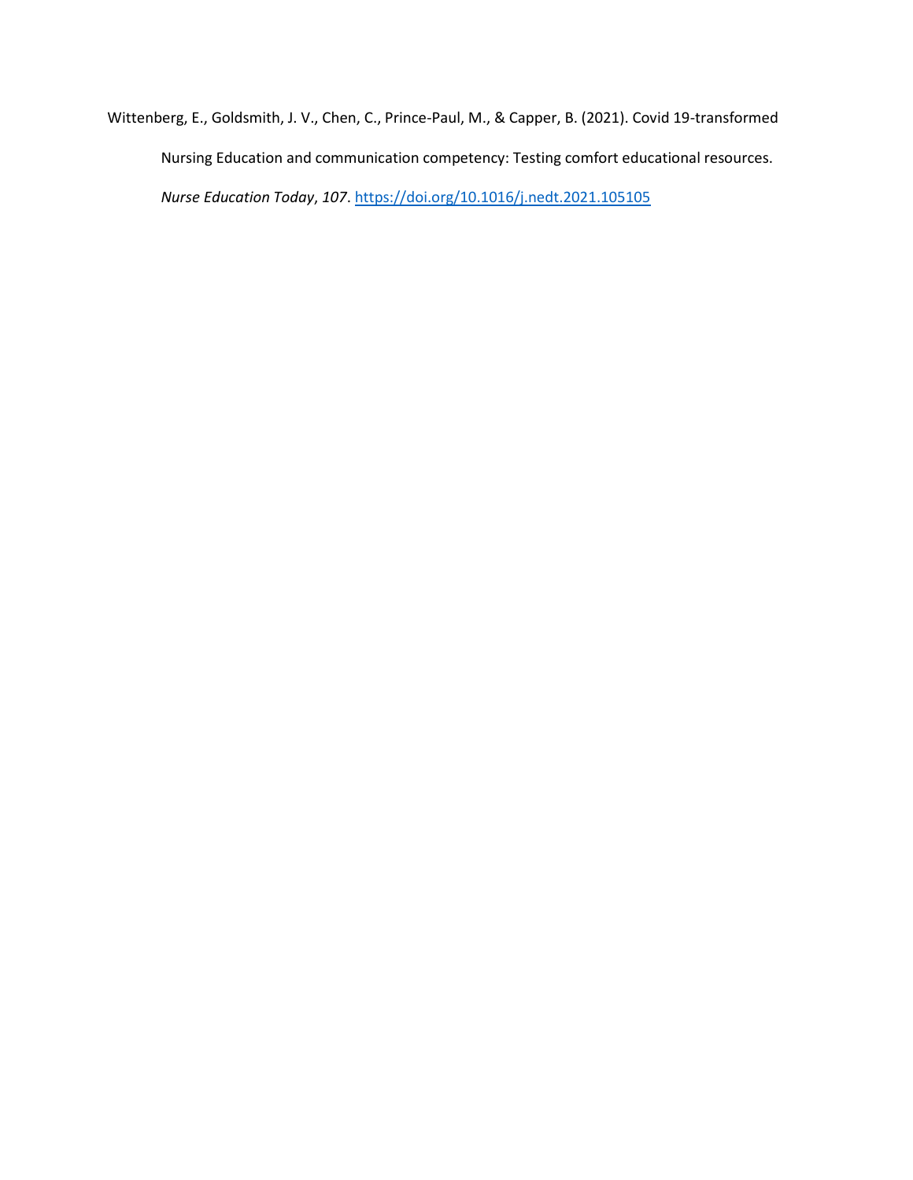Wittenberg, E., Goldsmith, J. V., Chen, C., Prince-Paul, M., & Capper, B. (2021). Covid 19-transformed Nursing Education and communication competency: Testing comfort educational resources. *Nurse Education Today*, *107*. https://doi.org/10.1016/j.nedt.2021.105105